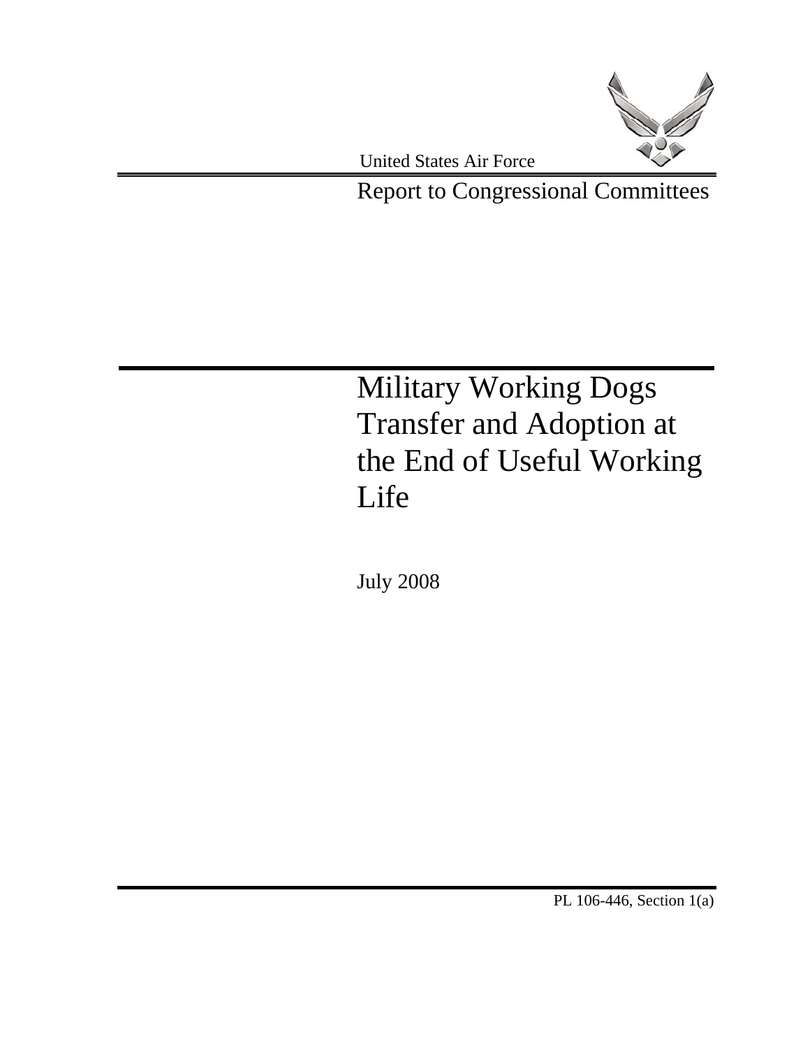United States Air Force

Report to Congressional Committees

# Military Working Dogs Transfer and Adoption at the End of Useful Working Life

July 2008

PL 106-446, Section 1(a)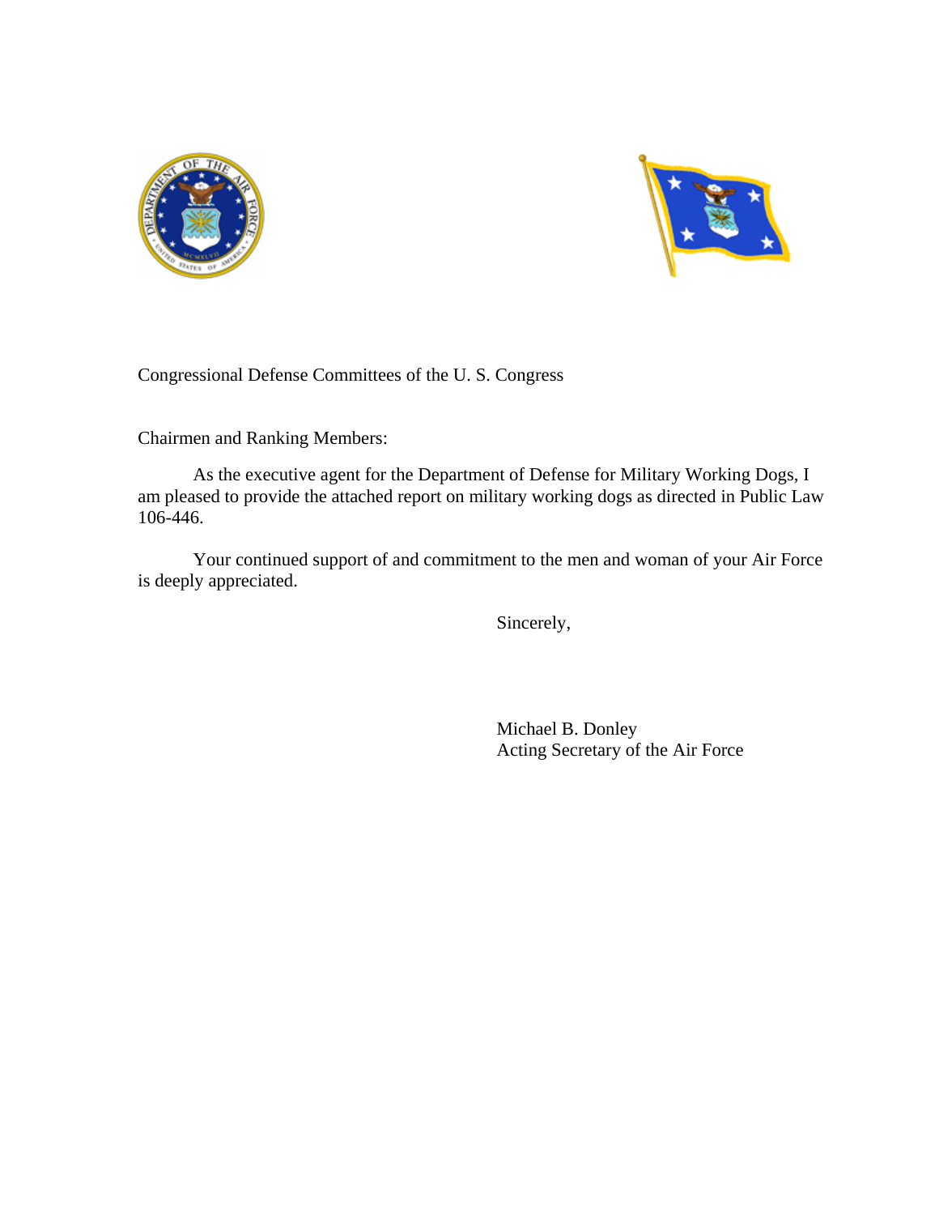Congressional Defense Committees of the U. S. Congress

Chairmen and Ranking Members:

As the executive agent for the Department of Defense for Military Working Dogs, I am pleased to provide the attached report on military working dogs as directed in Public Law 106-446.

Your continued support of and commitment to the men and woman of your Air Force is deeply appreciated.

Sincerely,

Michael B. Donley  
Acting Secretary of the Air Force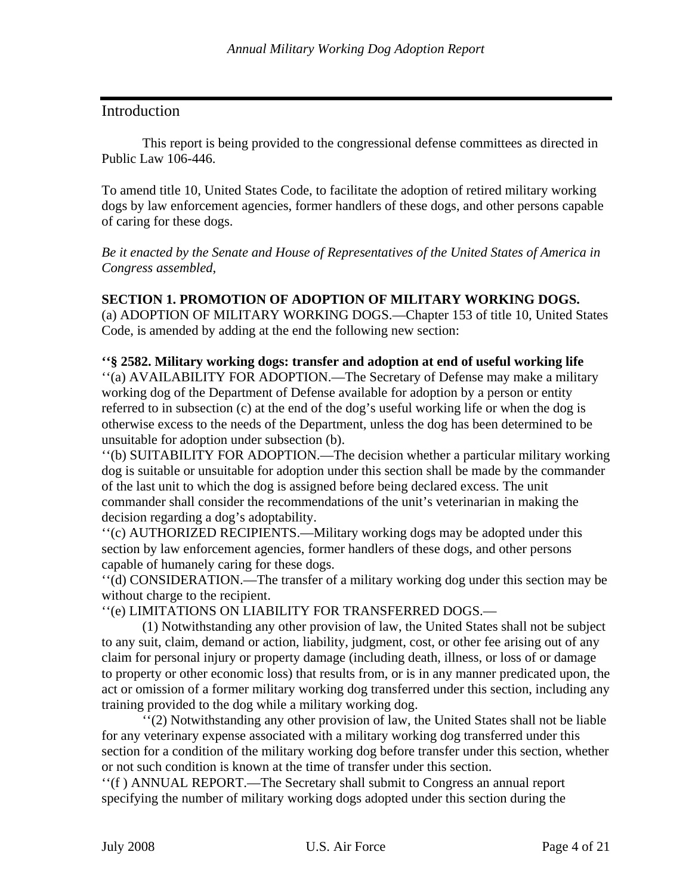## Introduction

This report is being provided to the congressional defense committees as directed in Public Law 106-446.

To amend title 10, United States Code, to facilitate the adoption of retired military working dogs by law enforcement agencies, former handlers of these dogs, and other persons capable of caring for these dogs.

*Be it enacted by the Senate and House of Representatives of the United States of America in Congress assembled*,

**SECTION 1. PROMOTION OF ADOPTION OF MILITARY WORKING DOGS.**
(a) ADOPTION OF MILITARY WORKING DOGS.—Chapter 153 of title 10, United States Code, is amended by adding at the end the following new section:

**''§ 2582. Military working dogs: transfer and adoption at end of useful working life**
''(a) AVAILABILITY FOR ADOPTION.—The Secretary of Defense may make a military working dog of the Department of Defense available for adoption by a person or entity referred to in subsection (c) at the end of the dog's useful working life or when the dog is otherwise excess to the needs of the Department, unless the dog has been determined to be unsuitable for adoption under subsection (b).
''(b) SUITABILITY FOR ADOPTION.—The decision whether a particular military working dog is suitable or unsuitable for adoption under this section shall be made by the commander of the last unit to which the dog is assigned before being declared excess. The unit commander shall consider the recommendations of the unit's veterinarian in making the decision regarding a dog's adoptability.
''(c) AUTHORIZED RECIPIENTS.—Military working dogs may be adopted under this section by law enforcement agencies, former handlers of these dogs, and other persons capable of humanely caring for these dogs.
''(d) CONSIDERATION.—The transfer of a military working dog under this section may be without charge to the recipient.
''(e) LIMITATIONS ON LIABILITY FOR TRANSFERRED DOGS.—

(1) Notwithstanding any other provision of law, the United States shall not be subject to any suit, claim, demand or action, liability, judgment, cost, or other fee arising out of any claim for personal injury or property damage (including death, illness, or loss of or damage to property or other economic loss) that results from, or is in any manner predicated upon, the act or omission of a former military working dog transferred under this section, including any training provided to the dog while a military working dog.

''(2) Notwithstanding any other provision of law, the United States shall not be liable for any veterinary expense associated with a military working dog transferred under this section for a condition of the military working dog before transfer under this section, whether or not such condition is known at the time of transfer under this section.
''(f ) ANNUAL REPORT.—The Secretary shall submit to Congress an annual report specifying the number of military working dogs adopted under this section during the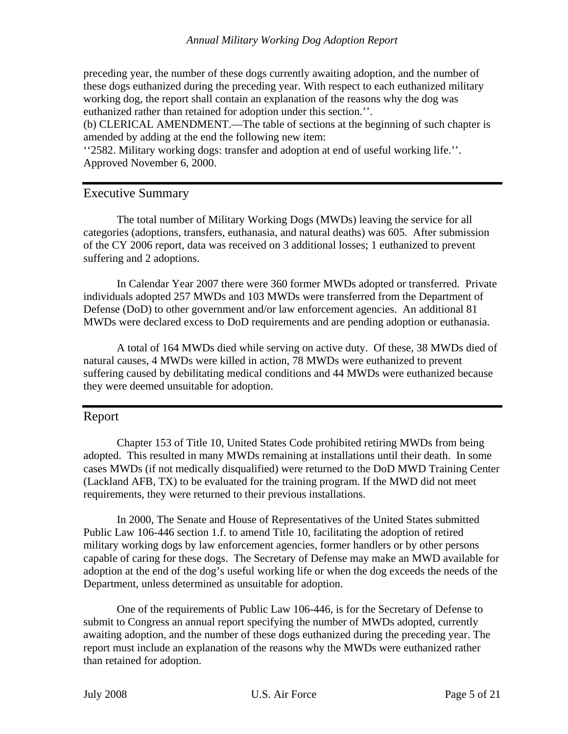preceding year, the number of these dogs currently awaiting adoption, and the number of these dogs euthanized during the preceding year. With respect to each euthanized military working dog, the report shall contain an explanation of the reasons why the dog was euthanized rather than retained for adoption under this section.''.

(b) CLERICAL AMENDMENT.—The table of sections at the beginning of such chapter is amended by adding at the end the following new item:

''2582. Military working dogs: transfer and adoption at end of useful working life.''.

Approved November 6, 2000.

## Executive Summary

The total number of Military Working Dogs (MWDs) leaving the service for all categories (adoptions, transfers, euthanasia, and natural deaths) was 605. After submission of the CY 2006 report, data was received on 3 additional losses; 1 euthanized to prevent suffering and 2 adoptions.

In Calendar Year 2007 there were 360 former MWDs adopted or transferred. Private individuals adopted 257 MWDs and 103 MWDs were transferred from the Department of Defense (DoD) to other government and/or law enforcement agencies. An additional 81 MWDs were declared excess to DoD requirements and are pending adoption or euthanasia.

A total of 164 MWDs died while serving on active duty. Of these, 38 MWDs died of natural causes, 4 MWDs were killed in action, 78 MWDs were euthanized to prevent suffering caused by debilitating medical conditions and 44 MWDs were euthanized because they were deemed unsuitable for adoption.

## Report

Chapter 153 of Title 10, United States Code prohibited retiring MWDs from being adopted. This resulted in many MWDs remaining at installations until their death. In some cases MWDs (if not medically disqualified) were returned to the DoD MWD Training Center (Lackland AFB, TX) to be evaluated for the training program. If the MWD did not meet requirements, they were returned to their previous installations.

In 2000, The Senate and House of Representatives of the United States submitted Public Law 106-446 section 1.f. to amend Title 10, facilitating the adoption of retired military working dogs by law enforcement agencies, former handlers or by other persons capable of caring for these dogs. The Secretary of Defense may make an MWD available for adoption at the end of the dog's useful working life or when the dog exceeds the needs of the Department, unless determined as unsuitable for adoption.

One of the requirements of Public Law 106-446, is for the Secretary of Defense to submit to Congress an annual report specifying the number of MWDs adopted, currently awaiting adoption, and the number of these dogs euthanized during the preceding year. The report must include an explanation of the reasons why the MWDs were euthanized rather than retained for adoption.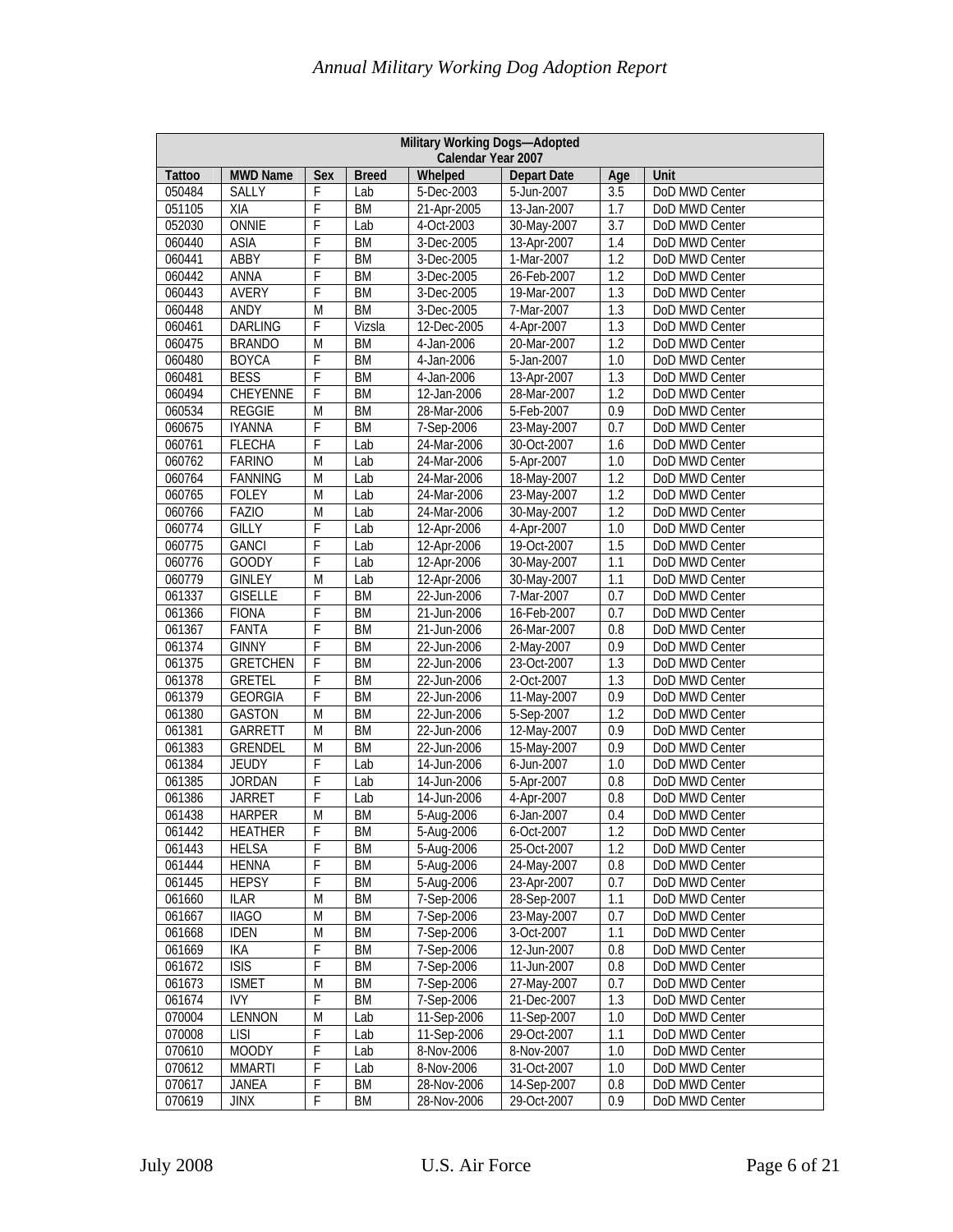| Military Working Dogs—Adopted Calendar Year 2007 | | | | | | | |
|---|---|---|---|---|---|---|---|
| Tattoo | MWD Name | Sex | Breed | Whelped | Depart Date | Age | Unit |
| 050484 | SALLY | F | Lab | 5-Dec-2003 | 5-Jun-2007 | 3.5 | DoD MWD Center |
| 051105 | XIA | F | BM | 21-Apr-2005 | 13-Jan-2007 | 1.7 | DoD MWD Center |
| 052030 | ONNIE | F | Lab | 4-Oct-2003 | 30-May-2007 | 3.7 | DoD MWD Center |
| 060440 | ASIA | F | BM | 3-Dec-2005 | 13-Apr-2007 | 1.4 | DoD MWD Center |
| 060441 | ABBY | F | BM | 3-Dec-2005 | 1-Mar-2007 | 1.2 | DoD MWD Center |
| 060442 | ANNA | F | BM | 3-Dec-2005 | 26-Feb-2007 | 1.2 | DoD MWD Center |
| 060443 | AVERY | F | BM | 3-Dec-2005 | 19-Mar-2007 | 1.3 | DoD MWD Center |
| 060448 | ANDY | M | BM | 3-Dec-2005 | 7-Mar-2007 | 1.3 | DoD MWD Center |
| 060461 | DARLING | F | Vizsla | 12-Dec-2005 | 4-Apr-2007 | 1.3 | DoD MWD Center |
| 060475 | BRANDO | M | BM | 4-Jan-2006 | 20-Mar-2007 | 1.2 | DoD MWD Center |
| 060480 | BOYCA | F | BM | 4-Jan-2006 | 5-Jan-2007 | 1.0 | DoD MWD Center |
| 060481 | BESS | F | BM | 4-Jan-2006 | 13-Apr-2007 | 1.3 | DoD MWD Center |
| 060494 | CHEYENNE | F | BM | 12-Jan-2006 | 28-Mar-2007 | 1.2 | DoD MWD Center |
| 060534 | REGGIE | M | BM | 28-Mar-2006 | 5-Feb-2007 | 0.9 | DoD MWD Center |
| 060675 | IYANNA | F | BM | 7-Sep-2006 | 23-May-2007 | 0.7 | DoD MWD Center |
| 060761 | FLECHA | F | Lab | 24-Mar-2006 | 30-Oct-2007 | 1.6 | DoD MWD Center |
| 060762 | FARINO | M | Lab | 24-Mar-2006 | 5-Apr-2007 | 1.0 | DoD MWD Center |
| 060764 | FANNING | M | Lab | 24-Mar-2006 | 18-May-2007 | 1.2 | DoD MWD Center |
| 060765 | FOLEY | M | Lab | 24-Mar-2006 | 23-May-2007 | 1.2 | DoD MWD Center |
| 060766 | FAZIO | M | Lab | 24-Mar-2006 | 30-May-2007 | 1.2 | DoD MWD Center |
| 060774 | GILLY | F | Lab | 12-Apr-2006 | 4-Apr-2007 | 1.0 | DoD MWD Center |
| 060775 | GANCI | F | Lab | 12-Apr-2006 | 19-Oct-2007 | 1.5 | DoD MWD Center |
| 060776 | GOODY | F | Lab | 12-Apr-2006 | 30-May-2007 | 1.1 | DoD MWD Center |
| 060779 | GINLEY | M | Lab | 12-Apr-2006 | 30-May-2007 | 1.1 | DoD MWD Center |
| 061337 | GISELLE | F | BM | 22-Jun-2006 | 7-Mar-2007 | 0.7 | DoD MWD Center |
| 061366 | FIONA | F | BM | 21-Jun-2006 | 16-Feb-2007 | 0.7 | DoD MWD Center |
| 061367 | FANTA | F | BM | 21-Jun-2006 | 26-Mar-2007 | 0.8 | DoD MWD Center |
| 061374 | GINNY | F | BM | 22-Jun-2006 | 2-May-2007 | 0.9 | DoD MWD Center |
| 061375 | GRETCHEN | F | BM | 22-Jun-2006 | 23-Oct-2007 | 1.3 | DoD MWD Center |
| 061378 | GRETEL | F | BM | 22-Jun-2006 | 2-Oct-2007 | 1.3 | DoD MWD Center |
| 061379 | GEORGIA | F | BM | 22-Jun-2006 | 11-May-2007 | 0.9 | DoD MWD Center |
| 061380 | GASTON | M | BM | 22-Jun-2006 | 5-Sep-2007 | 1.2 | DoD MWD Center |
| 061381 | GARRETT | M | BM | 22-Jun-2006 | 12-May-2007 | 0.9 | DoD MWD Center |
| 061383 | GRENDEL | M | BM | 22-Jun-2006 | 15-May-2007 | 0.9 | DoD MWD Center |
| 061384 | JEUDY | F | Lab | 14-Jun-2006 | 6-Jun-2007 | 1.0 | DoD MWD Center |
| 061385 | JORDAN | F | Lab | 14-Jun-2006 | 5-Apr-2007 | 0.8 | DoD MWD Center |
| 061386 | JARRET | F | Lab | 14-Jun-2006 | 4-Apr-2007 | 0.8 | DoD MWD Center |
| 061438 | HARPER | M | BM | 5-Aug-2006 | 6-Jan-2007 | 0.4 | DoD MWD Center |
| 061442 | HEATHER | F | BM | 5-Aug-2006 | 6-Oct-2007 | 1.2 | DoD MWD Center |
| 061443 | HELSA | F | BM | 5-Aug-2006 | 25-Oct-2007 | 1.2 | DoD MWD Center |
| 061444 | HENNA | F | BM | 5-Aug-2006 | 24-May-2007 | 0.8 | DoD MWD Center |
| 061445 | HEPSY | F | BM | 5-Aug-2006 | 23-Apr-2007 | 0.7 | DoD MWD Center |
| 061660 | ILAR | M | BM | 7-Sep-2006 | 28-Sep-2007 | 1.1 | DoD MWD Center |
| 061667 | IIAGO | M | BM | 7-Sep-2006 | 23-May-2007 | 0.7 | DoD MWD Center |
| 061668 | IDEN | M | BM | 7-Sep-2006 | 3-Oct-2007 | 1.1 | DoD MWD Center |
| 061669 | IKA | F | BM | 7-Sep-2006 | 12-Jun-2007 | 0.8 | DoD MWD Center |
| 061672 | ISIS | F | BM | 7-Sep-2006 | 11-Jun-2007 | 0.8 | DoD MWD Center |
| 061673 | ISMET | M | BM | 7-Sep-2006 | 27-May-2007 | 0.7 | DoD MWD Center |
| 061674 | IVY | F | BM | 7-Sep-2006 | 21-Dec-2007 | 1.3 | DoD MWD Center |
| 070004 | LENNON | M | Lab | 11-Sep-2006 | 11-Sep-2007 | 1.0 | DoD MWD Center |
| 070008 | LISI | F | Lab | 11-Sep-2006 | 29-Oct-2007 | 1.1 | DoD MWD Center |
| 070610 | MOODY | F | Lab | 8-Nov-2006 | 8-Nov-2007 | 1.0 | DoD MWD Center |
| 070612 | MMARTI | F | Lab | 8-Nov-2006 | 31-Oct-2007 | 1.0 | DoD MWD Center |
| 070617 | JANEA | F | BM | 28-Nov-2006 | 14-Sep-2007 | 0.8 | DoD MWD Center |
| 070619 | JINX | F | BM | 28-Nov-2006 | 29-Oct-2007 | 0.9 | DoD MWD Center |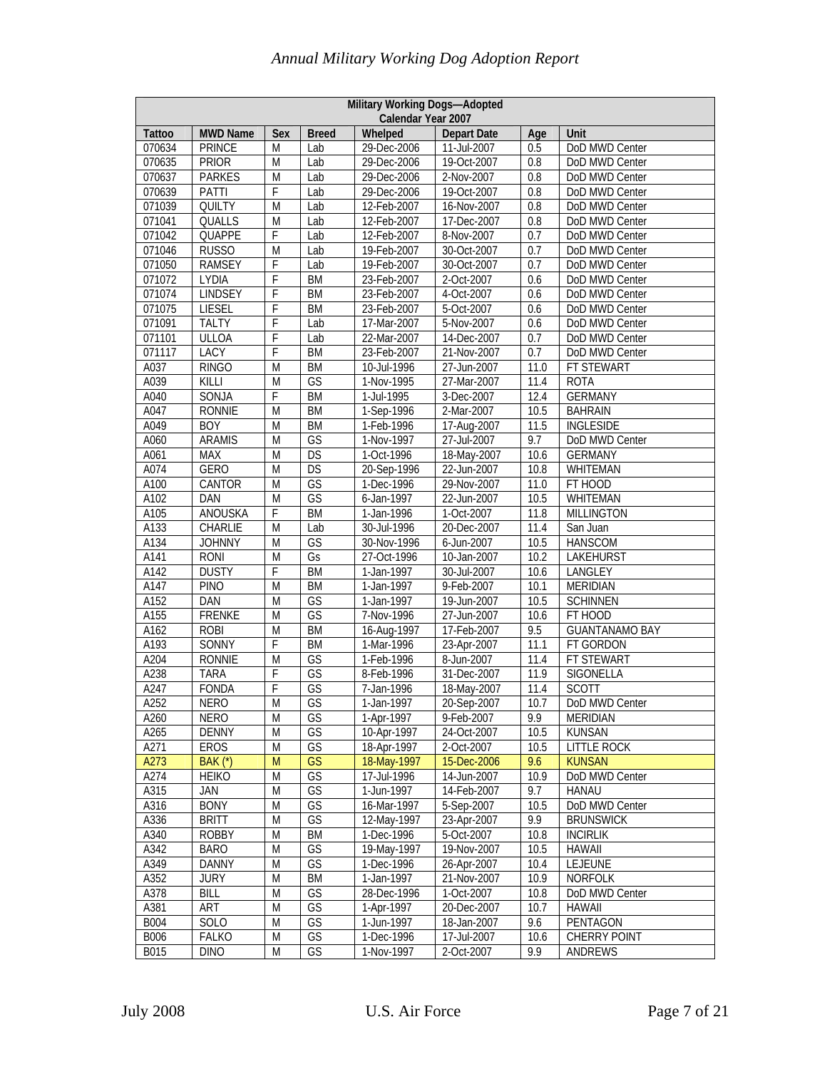| Military Working Dogs—Adopted Calendar Year 2007 | | | | | | | |
|---|---|---|---|---|---|---|---|
| Tattoo | MWD Name | Sex | Breed | Whelped | Depart Date | Age | Unit |
| 070634 | PRINCE | M | Lab | 29-Dec-2006 | 11-Jul-2007 | 0.5 | DoD MWD Center |
| 070635 | PRIOR | M | Lab | 29-Dec-2006 | 19-Oct-2007 | 0.8 | DoD MWD Center |
| 070637 | PARKES | M | Lab | 29-Dec-2006 | 2-Nov-2007 | 0.8 | DoD MWD Center |
| 070639 | PATTI | F | Lab | 29-Dec-2006 | 19-Oct-2007 | 0.8 | DoD MWD Center |
| 071039 | QUILTY | M | Lab | 12-Feb-2007 | 16-Nov-2007 | 0.8 | DoD MWD Center |
| 071041 | QUALLS | M | Lab | 12-Feb-2007 | 17-Dec-2007 | 0.8 | DoD MWD Center |
| 071042 | QUAPPE | F | Lab | 12-Feb-2007 | 8-Nov-2007 | 0.7 | DoD MWD Center |
| 071046 | RUSSO | M | Lab | 19-Feb-2007 | 30-Oct-2007 | 0.7 | DoD MWD Center |
| 071050 | RAMSEY | F | Lab | 19-Feb-2007 | 30-Oct-2007 | 0.7 | DoD MWD Center |
| 071072 | LYDIA | F | BM | 23-Feb-2007 | 2-Oct-2007 | 0.6 | DoD MWD Center |
| 071074 | LINDSEY | F | BM | 23-Feb-2007 | 4-Oct-2007 | 0.6 | DoD MWD Center |
| 071075 | LIESEL | F | BM | 23-Feb-2007 | 5-Oct-2007 | 0.6 | DoD MWD Center |
| 071091 | TALTY | F | Lab | 17-Mar-2007 | 5-Nov-2007 | 0.6 | DoD MWD Center |
| 071101 | ULLOA | F | Lab | 22-Mar-2007 | 14-Dec-2007 | 0.7 | DoD MWD Center |
| 071117 | LACY | F | BM | 23-Feb-2007 | 21-Nov-2007 | 0.7 | DoD MWD Center |
| A037 | RINGO | M | BM | 10-Jul-1996 | 27-Jun-2007 | 11.0 | FT STEWART |
| A039 | KILLI | M | GS | 1-Nov-1995 | 27-Mar-2007 | 11.4 | ROTA |
| A040 | SONJA | F | BM | 1-Jul-1995 | 3-Dec-2007 | 12.4 | GERMANY |
| A047 | RONNIE | M | BM | 1-Sep-1996 | 2-Mar-2007 | 10.5 | BAHRAIN |
| A049 | BOY | M | BM | 1-Feb-1996 | 17-Aug-2007 | 11.5 | INGLESIDE |
| A060 | ARAMIS | M | GS | 1-Nov-1997 | 27-Jul-2007 | 9.7 | DoD MWD Center |
| A061 | MAX | M | DS | 1-Oct-1996 | 18-May-2007 | 10.6 | GERMANY |
| A074 | GERO | M | DS | 20-Sep-1996 | 22-Jun-2007 | 10.8 | WHITEMAN |
| A100 | CANTOR | M | GS | 1-Dec-1996 | 29-Nov-2007 | 11.0 | FT HOOD |
| A102 | DAN | M | GS | 6-Jan-1997 | 22-Jun-2007 | 10.5 | WHITEMAN |
| A105 | ANOUSKA | F | BM | 1-Jan-1996 | 1-Oct-2007 | 11.8 | MILLINGTON |
| A133 | CHARLIE | M | Lab | 30-Jul-1996 | 20-Dec-2007 | 11.4 | San Juan |
| A134 | JOHNNY | M | GS | 30-Nov-1996 | 6-Jun-2007 | 10.5 | HANSCOM |
| A141 | RONI | M | Gs | 27-Oct-1996 | 10-Jan-2007 | 10.2 | LAKEHURST |
| A142 | DUSTY | F | BM | 1-Jan-1997 | 30-Jul-2007 | 10.6 | LANGLEY |
| A147 | PINO | M | BM | 1-Jan-1997 | 9-Feb-2007 | 10.1 | MERIDIAN |
| A152 | DAN | M | GS | 1-Jan-1997 | 19-Jun-2007 | 10.5 | SCHINNEN |
| A155 | FRENKE | M | GS | 7-Nov-1996 | 27-Jun-2007 | 10.6 | FT HOOD |
| A162 | ROBI | M | BM | 16-Aug-1997 | 17-Feb-2007 | 9.5 | GUANTANAMO BAY |
| A193 | SONNY | F | BM | 1-Mar-1996 | 23-Apr-2007 | 11.1 | FT GORDON |
| A204 | RONNIE | M | GS | 1-Feb-1996 | 8-Jun-2007 | 11.4 | FT STEWART |
| A238 | TARA | F | GS | 8-Feb-1996 | 31-Dec-2007 | 11.9 | SIGONELLA |
| A247 | FONDA | F | GS | 7-Jan-1996 | 18-May-2007 | 11.4 | SCOTT |
| A252 | NERO | M | GS | 1-Jan-1997 | 20-Sep-2007 | 10.7 | DoD MWD Center |
| A260 | NERO | M | GS | 1-Apr-1997 | 9-Feb-2007 | 9.9 | MERIDIAN |
| A265 | DENNY | M | GS | 10-Apr-1997 | 24-Oct-2007 | 10.5 | KUNSAN |
| A271 | EROS | M | GS | 18-Apr-1997 | 2-Oct-2007 | 10.5 | LITTLE ROCK |
| A273 | BAK (*) | M | GS | 18-May-1997 | 15-Dec-2006 | 9.6 | KUNSAN |
| A274 | HEIKO | M | GS | 17-Jul-1996 | 14-Jun-2007 | 10.9 | DoD MWD Center |
| A315 | JAN | M | GS | 1-Jun-1997 | 14-Feb-2007 | 9.7 | HANAU |
| A316 | BONY | M | GS | 16-Mar-1997 | 5-Sep-2007 | 10.5 | DoD MWD Center |
| A336 | BRITT | M | GS | 12-May-1997 | 23-Apr-2007 | 9.9 | BRUNSWICK |
| A340 | ROBBY | M | BM | 1-Dec-1996 | 5-Oct-2007 | 10.8 | INCIRLIK |
| A342 | BARO | M | GS | 19-May-1997 | 19-Nov-2007 | 10.5 | HAWAII |
| A349 | DANNY | M | GS | 1-Dec-1996 | 26-Apr-2007 | 10.4 | LEJEUNE |
| A352 | JURY | M | BM | 1-Jan-1997 | 21-Nov-2007 | 10.9 | NORFOLK |
| A378 | BILL | M | GS | 28-Dec-1996 | 1-Oct-2007 | 10.8 | DoD MWD Center |
| A381 | ART | M | GS | 1-Apr-1997 | 20-Dec-2007 | 10.7 | HAWAII |
| B004 | SOLO | M | GS | 1-Jun-1997 | 18-Jan-2007 | 9.6 | PENTAGON |
| B006 | FALKO | M | GS | 1-Dec-1996 | 17-Jul-2007 | 10.6 | CHERRY POINT |
| B015 | DINO | M | GS | 1-Nov-1997 | 2-Oct-2007 | 9.9 | ANDREWS |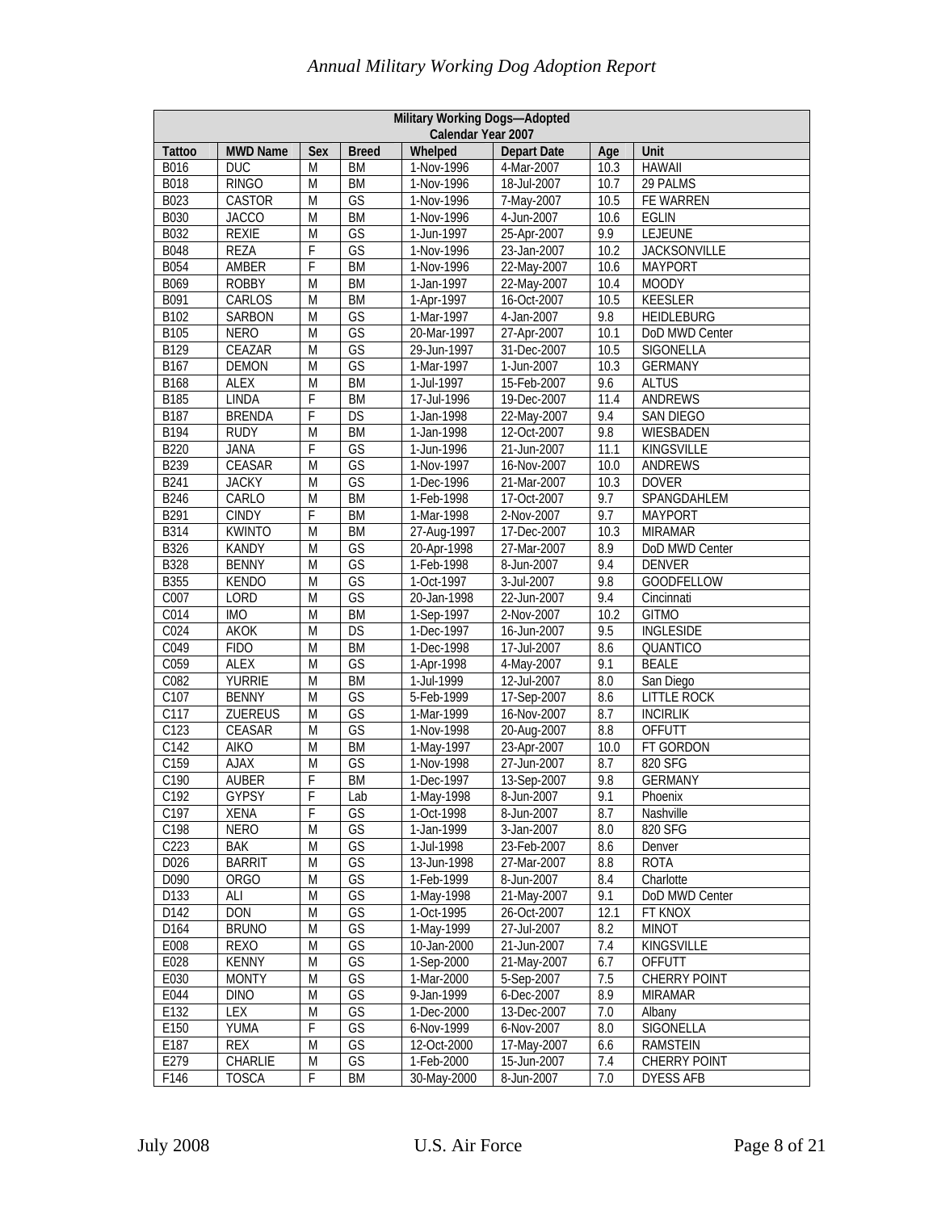| Military Working Dogs—Adopted Calendar Year 2007 | | | | | | | |
|---|---|---|---|---|---|---|---|
| **Tattoo** | **MWD Name** | **Sex** | **Breed** | **Whelped** | **Depart Date** | **Age** | **Unit** |
| B016 | DUC | M | BM | 1-Nov-1996 | 4-Mar-2007 | 10.3 | HAWAII |
| B018 | RINGO | M | BM | 1-Nov-1996 | 18-Jul-2007 | 10.7 | 29 PALMS |
| B023 | CASTOR | M | GS | 1-Nov-1996 | 7-May-2007 | 10.5 | FE WARREN |
| B030 | JACCO | M | BM | 1-Nov-1996 | 4-Jun-2007 | 10.6 | EGLIN |
| B032 | REXIE | M | GS | 1-Jun-1997 | 25-Apr-2007 | 9.9 | LEJEUNE |
| B048 | REZA | F | GS | 1-Nov-1996 | 23-Jan-2007 | 10.2 | JACKSONVILLE |
| B054 | AMBER | F | BM | 1-Nov-1996 | 22-May-2007 | 10.6 | MAYPORT |
| B069 | ROBBY | M | BM | 1-Jan-1997 | 22-May-2007 | 10.4 | MOODY |
| B091 | CARLOS | M | BM | 1-Apr-1997 | 16-Oct-2007 | 10.5 | KEESLER |
| B102 | SARBON | M | GS | 1-Mar-1997 | 4-Jan-2007 | 9.8 | HEIDLEBURG |
| B105 | NERO | M | GS | 20-Mar-1997 | 27-Apr-2007 | 10.1 | DoD MWD Center |
| B129 | CEAZAR | M | GS | 29-Jun-1997 | 31-Dec-2007 | 10.5 | SIGONELLA |
| B167 | DEMON | M | GS | 1-Mar-1997 | 1-Jun-2007 | 10.3 | GERMANY |
| B168 | ALEX | M | BM | 1-Jul-1997 | 15-Feb-2007 | 9.6 | ALTUS |
| B185 | LINDA | F | BM | 17-Jul-1996 | 19-Dec-2007 | 11.4 | ANDREWS |
| B187 | BRENDA | F | DS | 1-Jan-1998 | 22-May-2007 | 9.4 | SAN DIEGO |
| B194 | RUDY | M | BM | 1-Jan-1998 | 12-Oct-2007 | 9.8 | WIESBADEN |
| B220 | JANA | F | GS | 1-Jun-1996 | 21-Jun-2007 | 11.1 | KINGSVILLE |
| B239 | CEASAR | M | GS | 1-Nov-1997 | 16-Nov-2007 | 10.0 | ANDREWS |
| B241 | JACKY | M | GS | 1-Dec-1996 | 21-Mar-2007 | 10.3 | DOVER |
| B246 | CARLO | M | BM | 1-Feb-1998 | 17-Oct-2007 | 9.7 | SPANGDAHLEM |
| B291 | CINDY | F | BM | 1-Mar-1998 | 2-Nov-2007 | 9.7 | MAYPORT |
| B314 | KWINTO | M | BM | 27-Aug-1997 | 17-Dec-2007 | 10.3 | MIRAMAR |
| B326 | KANDY | M | GS | 20-Apr-1998 | 27-Mar-2007 | 8.9 | DoD MWD Center |
| B328 | BENNY | M | GS | 1-Feb-1998 | 8-Jun-2007 | 9.4 | DENVER |
| B355 | KENDO | M | GS | 1-Oct-1997 | 3-Jul-2007 | 9.8 | GOODFELLOW |
| C007 | LORD | M | GS | 20-Jan-1998 | 22-Jun-2007 | 9.4 | Cincinnati |
| C014 | IMO | M | BM | 1-Sep-1997 | 2-Nov-2007 | 10.2 | GITMO |
| C024 | AKOK | M | DS | 1-Dec-1997 | 16-Jun-2007 | 9.5 | INGLESIDE |
| C049 | FIDO | M | BM | 1-Dec-1998 | 17-Jul-2007 | 8.6 | QUANTICO |
| C059 | ALEX | M | GS | 1-Apr-1998 | 4-May-2007 | 9.1 | BEALE |
| C082 | YURRIE | M | BM | 1-Jul-1999 | 12-Jul-2007 | 8.0 | San Diego |
| C107 | BENNY | M | GS | 5-Feb-1999 | 17-Sep-2007 | 8.6 | LITTLE ROCK |
| C117 | ZUEREUS | M | GS | 1-Mar-1999 | 16-Nov-2007 | 8.7 | INCIRLIK |
| C123 | CEASAR | M | GS | 1-Nov-1998 | 20-Aug-2007 | 8.8 | OFFUTT |
| C142 | AIKO | M | BM | 1-May-1997 | 23-Apr-2007 | 10.0 | FT GORDON |
| C159 | AJAX | M | GS | 1-Nov-1998 | 27-Jun-2007 | 8.7 | 820 SFG |
| C190 | AUBER | F | BM | 1-Dec-1997 | 13-Sep-2007 | 9.8 | GERMANY |
| C192 | GYPSY | F | Lab | 1-May-1998 | 8-Jun-2007 | 9.1 | Phoenix |
| C197 | XENA | F | GS | 1-Oct-1998 | 8-Jun-2007 | 8.7 | Nashville |
| C198 | NERO | M | GS | 1-Jan-1999 | 3-Jan-2007 | 8.0 | 820 SFG |
| C223 | BAK | M | GS | 1-Jul-1998 | 23-Feb-2007 | 8.6 | Denver |
| D026 | BARRIT | M | GS | 13-Jun-1998 | 27-Mar-2007 | 8.8 | ROTA |
| D090 | ORGO | M | GS | 1-Feb-1999 | 8-Jun-2007 | 8.4 | Charlotte |
| D133 | ALI | M | GS | 1-May-1998 | 21-May-2007 | 9.1 | DoD MWD Center |
| D142 | DON | M | GS | 1-Oct-1995 | 26-Oct-2007 | 12.1 | FT KNOX |
| D164 | BRUNO | M | GS | 1-May-1999 | 27-Jul-2007 | 8.2 | MINOT |
| E008 | REXO | M | GS | 10-Jan-2000 | 21-Jun-2007 | 7.4 | KINGSVILLE |
| E028 | KENNY | M | GS | 1-Sep-2000 | 21-May-2007 | 6.7 | OFFUTT |
| E030 | MONTY | M | GS | 1-Mar-2000 | 5-Sep-2007 | 7.5 | CHERRY POINT |
| E044 | DINO | M | GS | 9-Jan-1999 | 6-Dec-2007 | 8.9 | MIRAMAR |
| E132 | LEX | M | GS | 1-Dec-2000 | 13-Dec-2007 | 7.0 | Albany |
| E150 | YUMA | F | GS | 6-Nov-1999 | 6-Nov-2007 | 8.0 | SIGONELLA |
| E187 | REX | M | GS | 12-Oct-2000 | 17-May-2007 | 6.6 | RAMSTEIN |
| E279 | CHARLIE | M | GS | 1-Feb-2000 | 15-Jun-2007 | 7.4 | CHERRY POINT |
| F146 | TOSCA | F | BM | 30-May-2000 | 8-Jun-2007 | 7.0 | DYESS AFB |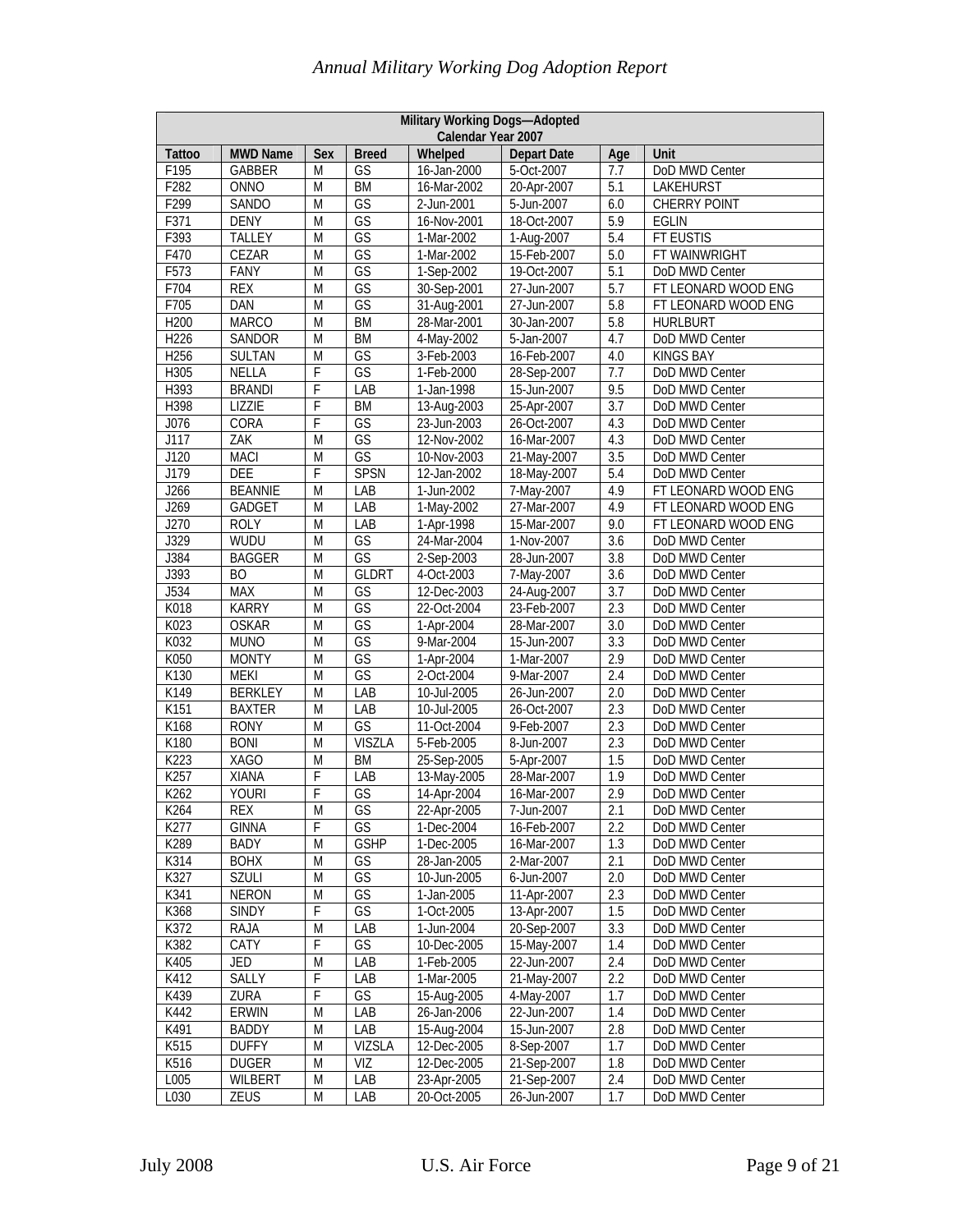| Military Working Dogs—Adopted Calendar Year 2007 | | | | | | | |
|---|---|---|---|---|---|---|---|
| **Tattoo** | **MWD Name** | **Sex** | **Breed** | **Whelped** | **Depart Date** | **Age** | **Unit** |
| F195 | GABBER | M | GS | 16-Jan-2000 | 5-Oct-2007 | 7.7 | DoD MWD Center |
| F282 | ONNO | M | BM | 16-Mar-2002 | 20-Apr-2007 | 5.1 | LAKEHURST |
| F299 | SANDO | M | GS | 2-Jun-2001 | 5-Jun-2007 | 6.0 | CHERRY POINT |
| F371 | DENY | M | GS | 16-Nov-2001 | 18-Oct-2007 | 5.9 | EGLIN |
| F393 | TALLEY | M | GS | 1-Mar-2002 | 1-Aug-2007 | 5.4 | FT EUSTIS |
| F470 | CEZAR | M | GS | 1-Mar-2002 | 15-Feb-2007 | 5.0 | FT WAINWRIGHT |
| F573 | FANY | M | GS | 1-Sep-2002 | 19-Oct-2007 | 5.1 | DoD MWD Center |
| F704 | REX | M | GS | 30-Sep-2001 | 27-Jun-2007 | 5.7 | FT LEONARD WOOD ENG |
| F705 | DAN | M | GS | 31-Aug-2001 | 27-Jun-2007 | 5.8 | FT LEONARD WOOD ENG |
| H200 | MARCO | M | BM | 28-Mar-2001 | 30-Jan-2007 | 5.8 | HURLBURT |
| H226 | SANDOR | M | BM | 4-May-2002 | 5-Jan-2007 | 4.7 | DoD MWD Center |
| H256 | SULTAN | M | GS | 3-Feb-2003 | 16-Feb-2007 | 4.0 | KINGS BAY |
| H305 | NELLA | F | GS | 1-Feb-2000 | 28-Sep-2007 | 7.7 | DoD MWD Center |
| H393 | BRANDI | F | LAB | 1-Jan-1998 | 15-Jun-2007 | 9.5 | DoD MWD Center |
| H398 | LIZZIE | F | BM | 13-Aug-2003 | 25-Apr-2007 | 3.7 | DoD MWD Center |
| J076 | CORA | F | GS | 23-Jun-2003 | 26-Oct-2007 | 4.3 | DoD MWD Center |
| J117 | ZAK | M | GS | 12-Nov-2002 | 16-Mar-2007 | 4.3 | DoD MWD Center |
| J120 | MACI | M | GS | 10-Nov-2003 | 21-May-2007 | 3.5 | DoD MWD Center |
| J179 | DEE | F | SPSN | 12-Jan-2002 | 18-May-2007 | 5.4 | DoD MWD Center |
| J266 | BEANNIE | M | LAB | 1-Jun-2002 | 7-May-2007 | 4.9 | FT LEONARD WOOD ENG |
| J269 | GADGET | M | LAB | 1-May-2002 | 27-Mar-2007 | 4.9 | FT LEONARD WOOD ENG |
| J270 | ROLY | M | LAB | 1-Apr-1998 | 15-Mar-2007 | 9.0 | FT LEONARD WOOD ENG |
| J329 | WUDU | M | GS | 24-Mar-2004 | 1-Nov-2007 | 3.6 | DoD MWD Center |
| J384 | BAGGER | M | GS | 2-Sep-2003 | 28-Jun-2007 | 3.8 | DoD MWD Center |
| J393 | BO | M | GLDRT | 4-Oct-2003 | 7-May-2007 | 3.6 | DoD MWD Center |
| J534 | MAX | M | GS | 12-Dec-2003 | 24-Aug-2007 | 3.7 | DoD MWD Center |
| K018 | KARRY | M | GS | 22-Oct-2004 | 23-Feb-2007 | 2.3 | DoD MWD Center |
| K023 | OSKAR | M | GS | 1-Apr-2004 | 28-Mar-2007 | 3.0 | DoD MWD Center |
| K032 | MUNO | M | GS | 9-Mar-2004 | 15-Jun-2007 | 3.3 | DoD MWD Center |
| K050 | MONTY | M | GS | 1-Apr-2004 | 1-Mar-2007 | 2.9 | DoD MWD Center |
| K130 | MEKI | M | GS | 2-Oct-2004 | 9-Mar-2007 | 2.4 | DoD MWD Center |
| K149 | BERKLEY | M | LAB | 10-Jul-2005 | 26-Jun-2007 | 2.0 | DoD MWD Center |
| K151 | BAXTER | M | LAB | 10-Jul-2005 | 26-Oct-2007 | 2.3 | DoD MWD Center |
| K168 | RONY | M | GS | 11-Oct-2004 | 9-Feb-2007 | 2.3 | DoD MWD Center |
| K180 | BONI | M | VISZLA | 5-Feb-2005 | 8-Jun-2007 | 2.3 | DoD MWD Center |
| K223 | XAGO | M | BM | 25-Sep-2005 | 5-Apr-2007 | 1.5 | DoD MWD Center |
| K257 | XIANA | F | LAB | 13-May-2005 | 28-Mar-2007 | 1.9 | DoD MWD Center |
| K262 | YOURI | F | GS | 14-Apr-2004 | 16-Mar-2007 | 2.9 | DoD MWD Center |
| K264 | REX | M | GS | 22-Apr-2005 | 7-Jun-2007 | 2.1 | DoD MWD Center |
| K277 | GINNA | F | GS | 1-Dec-2004 | 16-Feb-2007 | 2.2 | DoD MWD Center |
| K289 | BADY | M | GSHP | 1-Dec-2005 | 16-Mar-2007 | 1.3 | DoD MWD Center |
| K314 | BOHX | M | GS | 28-Jan-2005 | 2-Mar-2007 | 2.1 | DoD MWD Center |
| K327 | SZULI | M | GS | 10-Jun-2005 | 6-Jun-2007 | 2.0 | DoD MWD Center |
| K341 | NERON | M | GS | 1-Jan-2005 | 11-Apr-2007 | 2.3 | DoD MWD Center |
| K368 | SINDY | F | GS | 1-Oct-2005 | 13-Apr-2007 | 1.5 | DoD MWD Center |
| K372 | RAJA | M | LAB | 1-Jun-2004 | 20-Sep-2007 | 3.3 | DoD MWD Center |
| K382 | CATY | F | GS | 10-Dec-2005 | 15-May-2007 | 1.4 | DoD MWD Center |
| K405 | JED | M | LAB | 1-Feb-2005 | 22-Jun-2007 | 2.4 | DoD MWD Center |
| K412 | SALLY | F | LAB | 1-Mar-2005 | 21-May-2007 | 2.2 | DoD MWD Center |
| K439 | ZURA | F | GS | 15-Aug-2005 | 4-May-2007 | 1.7 | DoD MWD Center |
| K442 | ERWIN | M | LAB | 26-Jan-2006 | 22-Jun-2007 | 1.4 | DoD MWD Center |
| K491 | BADDY | M | LAB | 15-Aug-2004 | 15-Jun-2007 | 2.8 | DoD MWD Center |
| K515 | DUFFY | M | VIZSLA | 12-Dec-2005 | 8-Sep-2007 | 1.7 | DoD MWD Center |
| K516 | DUGER | M | VIZ | 12-Dec-2005 | 21-Sep-2007 | 1.8 | DoD MWD Center |
| L005 | WILBERT | M | LAB | 23-Apr-2005 | 21-Sep-2007 | 2.4 | DoD MWD Center |
| L030 | ZEUS | M | LAB | 20-Oct-2005 | 26-Jun-2007 | 1.7 | DoD MWD Center |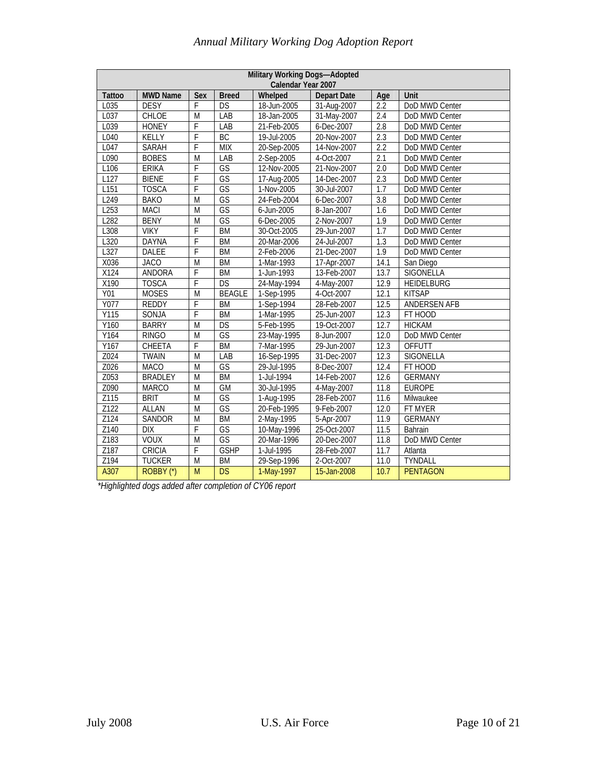| Military Working Dogs—Adopted Calendar Year 2007 | | | | | | | |
|---|---|---|---|---|---|---|---|
| **Tattoo** | **MWD Name** | **Sex** | **Breed** | **Whelped** | **Depart Date** | **Age** | **Unit** |
| L035 | DESY | F | DS | 18-Jun-2005 | 31-Aug-2007 | 2.2 | DoD MWD Center |
| L037 | CHLOE | M | LAB | 18-Jan-2005 | 31-May-2007 | 2.4 | DoD MWD Center |
| L039 | HONEY | F | LAB | 21-Feb-2005 | 6-Dec-2007 | 2.8 | DoD MWD Center |
| L040 | KELLY | F | BC | 19-Jul-2005 | 20-Nov-2007 | 2.3 | DoD MWD Center |
| L047 | SARAH | F | MIX | 20-Sep-2005 | 14-Nov-2007 | 2.2 | DoD MWD Center |
| L090 | BOBES | M | LAB | 2-Sep-2005 | 4-Oct-2007 | 2.1 | DoD MWD Center |
| L106 | ERIKA | F | GS | 12-Nov-2005 | 21-Nov-2007 | 2.0 | DoD MWD Center |
| L127 | BIENE | F | GS | 17-Aug-2005 | 14-Dec-2007 | 2.3 | DoD MWD Center |
| L151 | TOSCA | F | GS | 1-Nov-2005 | 30-Jul-2007 | 1.7 | DoD MWD Center |
| L249 | BAKO | M | GS | 24-Feb-2004 | 6-Dec-2007 | 3.8 | DoD MWD Center |
| L253 | MACI | M | GS | 6-Jun-2005 | 8-Jan-2007 | 1.6 | DoD MWD Center |
| L282 | BENY | M | GS | 6-Dec-2005 | 2-Nov-2007 | 1.9 | DoD MWD Center |
| L308 | VIKY | F | BM | 30-Oct-2005 | 29-Jun-2007 | 1.7 | DoD MWD Center |
| L320 | DAYNA | F | BM | 20-Mar-2006 | 24-Jul-2007 | 1.3 | DoD MWD Center |
| L327 | DALEE | F | BM | 2-Feb-2006 | 21-Dec-2007 | 1.9 | DoD MWD Center |
| X036 | JACO | M | BM | 1-Mar-1993 | 17-Apr-2007 | 14.1 | San Diego |
| X124 | ANDORA | F | BM | 1-Jun-1993 | 13-Feb-2007 | 13.7 | SIGONELLA |
| X190 | TOSCA | F | DS | 24-May-1994 | 4-May-2007 | 12.9 | HEIDELBURG |
| Y01 | MOSES | M | BEAGLE | 1-Sep-1995 | 4-Oct-2007 | 12.1 | KITSAP |
| Y077 | REDDY | F | BM | 1-Sep-1994 | 28-Feb-2007 | 12.5 | ANDERSEN AFB |
| Y115 | SONJA | F | BM | 1-Mar-1995 | 25-Jun-2007 | 12.3 | FT HOOD |
| Y160 | BARRY | M | DS | 5-Feb-1995 | 19-Oct-2007 | 12.7 | HICKAM |
| Y164 | RINGO | M | GS | 23-May-1995 | 8-Jun-2007 | 12.0 | DoD MWD Center |
| Y167 | CHEETA | F | BM | 7-Mar-1995 | 29-Jun-2007 | 12.3 | OFFUTT |
| Z024 | TWAIN | M | LAB | 16-Sep-1995 | 31-Dec-2007 | 12.3 | SIGONELLA |
| Z026 | MACO | M | GS | 29-Jul-1995 | 8-Dec-2007 | 12.4 | FT HOOD |
| Z053 | BRADLEY | M | BM | 1-Jul-1994 | 14-Feb-2007 | 12.6 | GERMANY |
| Z090 | MARCO | M | GM | 30-Jul-1995 | 4-May-2007 | 11.8 | EUROPE |
| Z115 | BRIT | M | GS | 1-Aug-1995 | 28-Feb-2007 | 11.6 | Milwaukee |
| Z122 | ALLAN | M | GS | 20-Feb-1995 | 9-Feb-2007 | 12.0 | FT MYER |
| Z124 | SANDOR | M | BM | 2-May-1995 | 5-Apr-2007 | 11.9 | GERMANY |
| Z140 | DIX | F | GS | 10-May-1996 | 25-Oct-2007 | 11.5 | Bahrain |
| Z183 | VOUX | M | GS | 20-Mar-1996 | 20-Dec-2007 | 11.8 | DoD MWD Center |
| Z187 | CRICIA | F | GSHP | 1-Jul-1995 | 28-Feb-2007 | 11.7 | Atlanta |
| Z194 | TUCKER | M | BM | 29-Sep-1996 | 2-Oct-2007 | 11.0 | TYNDALL |
| A307 | ROBBY (*) | M | DS | 1-May-1997 | 15-Jan-2008 | 10.7 | PENTAGON |

*\*Highlighted dogs added after completion of CY06 report*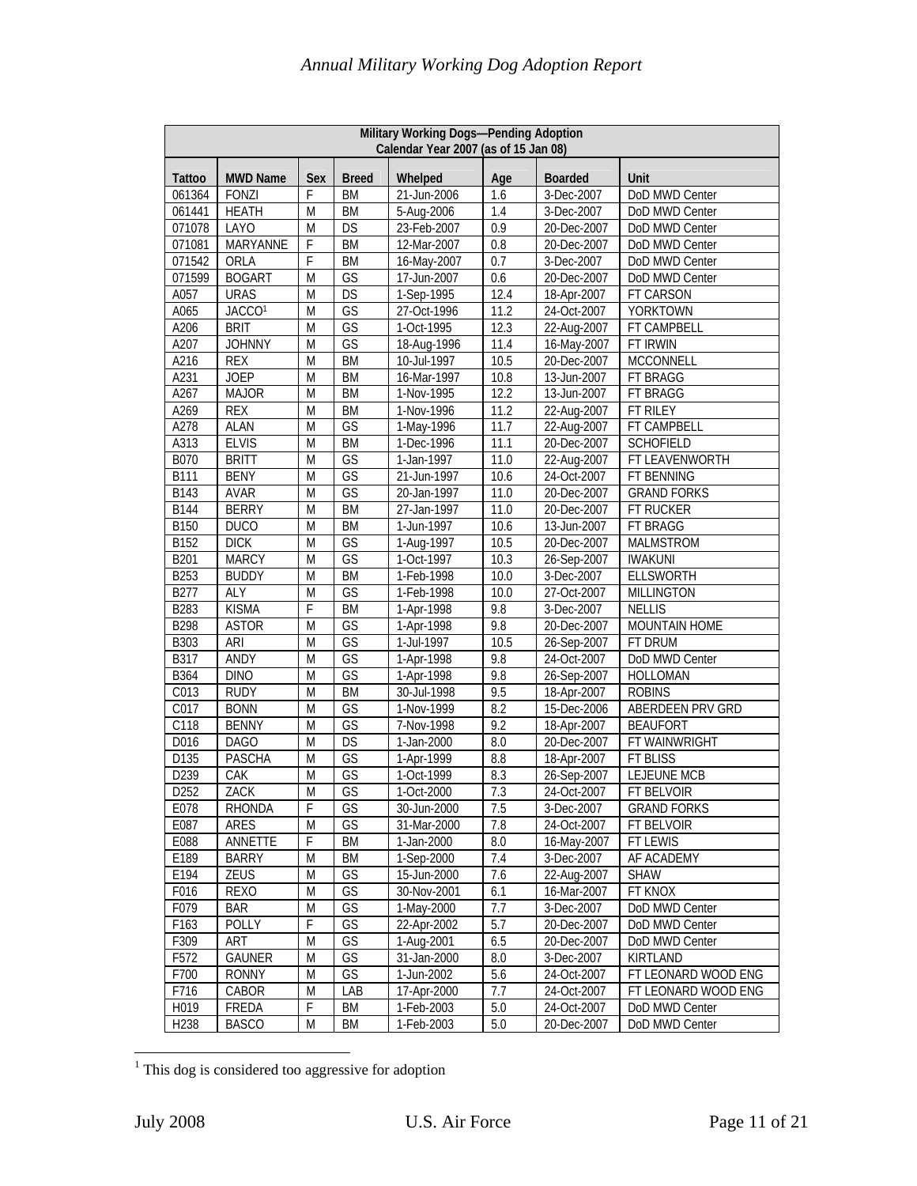| Military Working Dogs—Pending Adoption Calendar Year 2007 (as of 15 Jan 08) | | | | | | | |
|---|---|---|---|---|---|---|---|
| Tattoo | MWD Name | Sex | Breed | Whelped | Age | Boarded | Unit |
| 061364 | FONZI | F | BM | 21-Jun-2006 | 1.6 | 3-Dec-2007 | DoD MWD Center |
| 061441 | HEATH | M | BM | 5-Aug-2006 | 1.4 | 3-Dec-2007 | DoD MWD Center |
| 071078 | LAYO | M | DS | 23-Feb-2007 | 0.9 | 20-Dec-2007 | DoD MWD Center |
| 071081 | MARYANNE | F | BM | 12-Mar-2007 | 0.8 | 20-Dec-2007 | DoD MWD Center |
| 071542 | ORLA | F | BM | 16-May-2007 | 0.7 | 3-Dec-2007 | DoD MWD Center |
| 071599 | BOGART | M | GS | 17-Jun-2007 | 0.6 | 20-Dec-2007 | DoD MWD Center |
| A057 | URAS | M | DS | 1-Sep-1995 | 12.4 | 18-Apr-2007 | FT CARSON |
| A065 | JACCO[1] | M | GS | 27-Oct-1996 | 11.2 | 24-Oct-2007 | YORKTOWN |
| A206 | BRIT | M | GS | 1-Oct-1995 | 12.3 | 22-Aug-2007 | FT CAMPBELL |
| A207 | JOHNNY | M | GS | 18-Aug-1996 | 11.4 | 16-May-2007 | FT IRWIN |
| A216 | REX | M | BM | 10-Jul-1997 | 10.5 | 20-Dec-2007 | MCCONNELL |
| A231 | JOEP | M | BM | 16-Mar-1997 | 10.8 | 13-Jun-2007 | FT BRAGG |
| A267 | MAJOR | M | BM | 1-Nov-1995 | 12.2 | 13-Jun-2007 | FT BRAGG |
| A269 | REX | M | BM | 1-Nov-1996 | 11.2 | 22-Aug-2007 | FT RILEY |
| A278 | ALAN | M | GS | 1-May-1996 | 11.7 | 22-Aug-2007 | FT CAMPBELL |
| A313 | ELVIS | M | BM | 1-Dec-1996 | 11.1 | 20-Dec-2007 | SCHOFIELD |
| B070 | BRITT | M | GS | 1-Jan-1997 | 11.0 | 22-Aug-2007 | FT LEAVENWORTH |
| B111 | BENY | M | GS | 21-Jun-1997 | 10.6 | 24-Oct-2007 | FT BENNING |
| B143 | AVAR | M | GS | 20-Jan-1997 | 11.0 | 20-Dec-2007 | GRAND FORKS |
| B144 | BERRY | M | BM | 27-Jan-1997 | 11.0 | 20-Dec-2007 | FT RUCKER |
| B150 | DUCO | M | BM | 1-Jun-1997 | 10.6 | 13-Jun-2007 | FT BRAGG |
| B152 | DICK | M | GS | 1-Aug-1997 | 10.5 | 20-Dec-2007 | MALMSTROM |
| B201 | MARCY | M | GS | 1-Oct-1997 | 10.3 | 26-Sep-2007 | IWAKUNI |
| B253 | BUDDY | M | BM | 1-Feb-1998 | 10.0 | 3-Dec-2007 | ELLSWORTH |
| B277 | ALY | M | GS | 1-Feb-1998 | 10.0 | 27-Oct-2007 | MILLINGTON |
| B283 | KISMA | F | BM | 1-Apr-1998 | 9.8 | 3-Dec-2007 | NELLIS |
| B298 | ASTOR | M | GS | 1-Apr-1998 | 9.8 | 20-Dec-2007 | MOUNTAIN HOME |
| B303 | ARI | M | GS | 1-Jul-1997 | 10.5 | 26-Sep-2007 | FT DRUM |
| B317 | ANDY | M | GS | 1-Apr-1998 | 9.8 | 24-Oct-2007 | DoD MWD Center |
| B364 | DINO | M | GS | 1-Apr-1998 | 9.8 | 26-Sep-2007 | HOLLOMAN |
| C013 | RUDY | M | BM | 30-Jul-1998 | 9.5 | 18-Apr-2007 | ROBINS |
| C017 | BONN | M | GS | 1-Nov-1999 | 8.2 | 15-Dec-2006 | ABERDEEN PRV GRD |
| C118 | BENNY | M | GS | 7-Nov-1998 | 9.2 | 18-Apr-2007 | BEAUFORT |
| D016 | DAGO | M | DS | 1-Jan-2000 | 8.0 | 20-Dec-2007 | FT WAINWRIGHT |
| D135 | PASCHA | M | GS | 1-Apr-1999 | 8.8 | 18-Apr-2007 | FT BLISS |
| D239 | CAK | M | GS | 1-Oct-1999 | 8.3 | 26-Sep-2007 | LEJEUNE MCB |
| D252 | ZACK | M | GS | 1-Oct-2000 | 7.3 | 24-Oct-2007 | FT BELVOIR |
| E078 | RHONDA | F | GS | 30-Jun-2000 | 7.5 | 3-Dec-2007 | GRAND FORKS |
| E087 | ARES | M | GS | 31-Mar-2000 | 7.8 | 24-Oct-2007 | FT BELVOIR |
| E088 | ANNETTE | F | BM | 1-Jan-2000 | 8.0 | 16-May-2007 | FT LEWIS |
| E189 | BARRY | M | BM | 1-Sep-2000 | 7.4 | 3-Dec-2007 | AF ACADEMY |
| E194 | ZEUS | M | GS | 15-Jun-2000 | 7.6 | 22-Aug-2007 | SHAW |
| F016 | REXO | M | GS | 30-Nov-2001 | 6.1 | 16-Mar-2007 | FT KNOX |
| F079 | BAR | M | GS | 1-May-2000 | 7.7 | 3-Dec-2007 | DoD MWD Center |
| F163 | POLLY | F | GS | 22-Apr-2002 | 5.7 | 20-Dec-2007 | DoD MWD Center |
| F309 | ART | M | GS | 1-Aug-2001 | 6.5 | 20-Dec-2007 | DoD MWD Center |
| F572 | GAUNER | M | GS | 31-Jan-2000 | 8.0 | 3-Dec-2007 | KIRTLAND |
| F700 | RONNY | M | GS | 1-Jun-2002 | 5.6 | 24-Oct-2007 | FT LEONARD WOOD ENG |
| F716 | CABOR | M | LAB | 17-Apr-2000 | 7.7 | 24-Oct-2007 | FT LEONARD WOOD ENG |
| H019 | FREDA | F | BM | 1-Feb-2003 | 5.0 | 24-Oct-2007 | DoD MWD Center |
| H238 | BASCO | M | BM | 1-Feb-2003 | 5.0 | 20-Dec-2007 | DoD MWD Center |

[1] This dog is considered too aggressive for adoption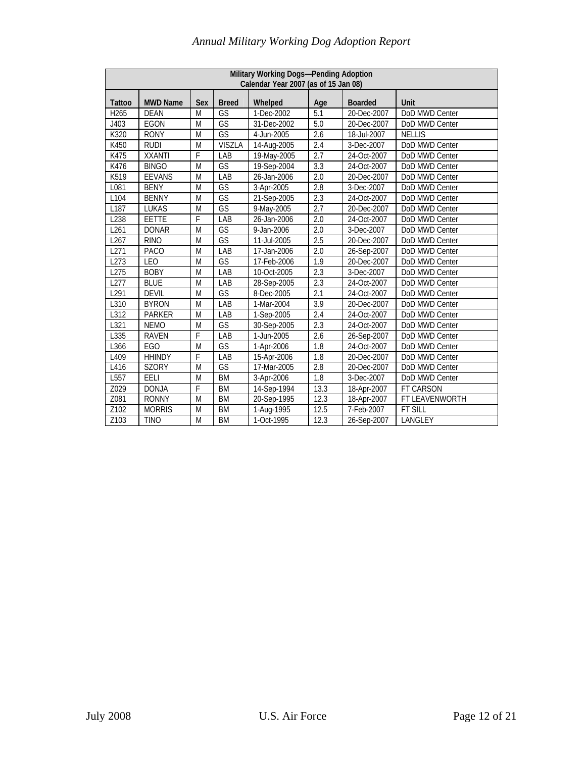| Military Working Dogs—Pending Adoption<br>Calendar Year 2007 (as of 15 Jan 08) | | | | | | | |
|---|---|---|---|---|---|---|---|
| **Tattoo** | **MWD Name** | **Sex** | **Breed** | **Whelped** | **Age** | **Boarded** | **Unit** |
| H265 | DEAN | M | GS | 1-Dec-2002 | 5.1 | 20-Dec-2007 | DoD MWD Center |
| J403 | EGON | M | GS | 31-Dec-2002 | 5.0 | 20-Dec-2007 | DoD MWD Center |
| K320 | RONY | M | GS | 4-Jun-2005 | 2.6 | 18-Jul-2007 | NELLIS |
| K450 | RUDI | M | VISZLA | 14-Aug-2005 | 2.4 | 3-Dec-2007 | DoD MWD Center |
| K475 | XXANTI | F | LAB | 19-May-2005 | 2.7 | 24-Oct-2007 | DoD MWD Center |
| K476 | BINGO | M | GS | 19-Sep-2004 | 3.3 | 24-Oct-2007 | DoD MWD Center |
| K519 | EEVANS | M | LAB | 26-Jan-2006 | 2.0 | 20-Dec-2007 | DoD MWD Center |
| L081 | BENY | M | GS | 3-Apr-2005 | 2.8 | 3-Dec-2007 | DoD MWD Center |
| L104 | BENNY | M | GS | 21-Sep-2005 | 2.3 | 24-Oct-2007 | DoD MWD Center |
| L187 | LUKAS | M | GS | 9-May-2005 | 2.7 | 20-Dec-2007 | DoD MWD Center |
| L238 | EETTE | F | LAB | 26-Jan-2006 | 2.0 | 24-Oct-2007 | DoD MWD Center |
| L261 | DONAR | M | GS | 9-Jan-2006 | 2.0 | 3-Dec-2007 | DoD MWD Center |
| L267 | RINO | M | GS | 11-Jul-2005 | 2.5 | 20-Dec-2007 | DoD MWD Center |
| L271 | PACO | M | LAB | 17-Jan-2006 | 2.0 | 26-Sep-2007 | DoD MWD Center |
| L273 | LEO | M | GS | 17-Feb-2006 | 1.9 | 20-Dec-2007 | DoD MWD Center |
| L275 | BOBY | M | LAB | 10-Oct-2005 | 2.3 | 3-Dec-2007 | DoD MWD Center |
| L277 | BLUE | M | LAB | 28-Sep-2005 | 2.3 | 24-Oct-2007 | DoD MWD Center |
| L291 | DEVIL | M | GS | 8-Dec-2005 | 2.1 | 24-Oct-2007 | DoD MWD Center |
| L310 | BYRON | M | LAB | 1-Mar-2004 | 3.9 | 20-Dec-2007 | DoD MWD Center |
| L312 | PARKER | M | LAB | 1-Sep-2005 | 2.4 | 24-Oct-2007 | DoD MWD Center |
| L321 | NEMO | M | GS | 30-Sep-2005 | 2.3 | 24-Oct-2007 | DoD MWD Center |
| L335 | RAVEN | F | LAB | 1-Jun-2005 | 2.6 | 26-Sep-2007 | DoD MWD Center |
| L366 | EGO | M | GS | 1-Apr-2006 | 1.8 | 24-Oct-2007 | DoD MWD Center |
| L409 | HHINDY | F | LAB | 15-Apr-2006 | 1.8 | 20-Dec-2007 | DoD MWD Center |
| L416 | SZORY | M | GS | 17-Mar-2005 | 2.8 | 20-Dec-2007 | DoD MWD Center |
| L557 | EELI | M | BM | 3-Apr-2006 | 1.8 | 3-Dec-2007 | DoD MWD Center |
| Z029 | DONJA | F | BM | 14-Sep-1994 | 13.3 | 18-Apr-2007 | FT CARSON |
| Z081 | RONNY | M | BM | 20-Sep-1995 | 12.3 | 18-Apr-2007 | FT LEAVENWORTH |
| Z102 | MORRIS | M | BM | 1-Aug-1995 | 12.5 | 7-Feb-2007 | FT SILL |
| Z103 | TINO | M | BM | 1-Oct-1995 | 12.3 | 26-Sep-2007 | LANGLEY |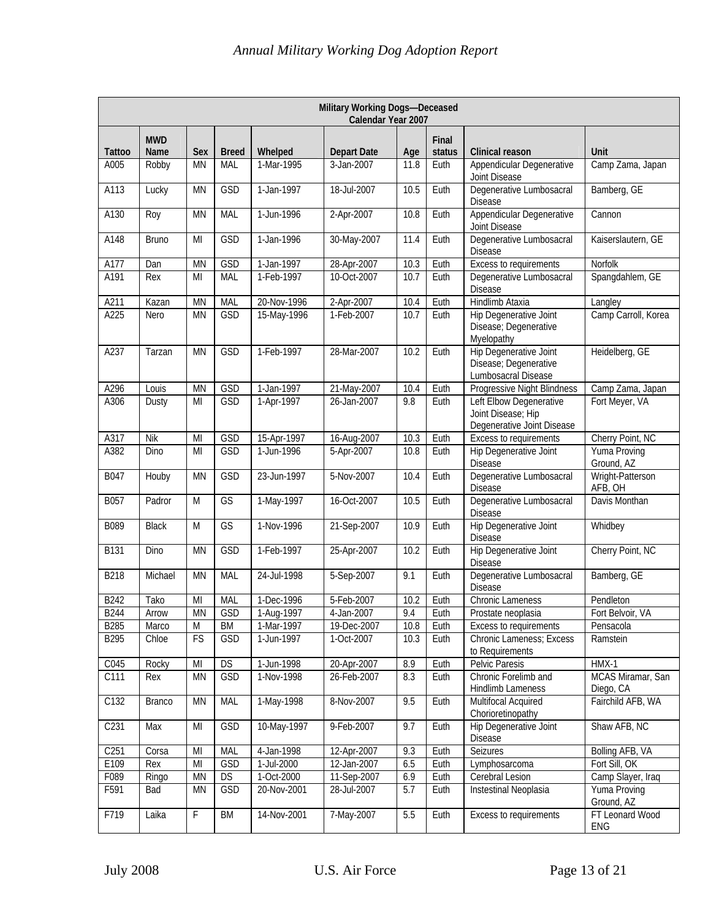| Military Working Dogs—Deceased Calendar Year 2007 | | | | | | | | | |
|---|---|---|---|---|---|---|---|---|---|
| Tattoo | MWD Name | Sex | Breed | Whelped | Depart Date | Age | Final status | Clinical reason | Unit |
| A005 | Robby | MN | MAL | 1-Mar-1995 | 3-Jan-2007 | 11.8 | Euth | Appendicular Degenerative Joint Disease | Camp Zama, Japan |
| A113 | Lucky | MN | GSD | 1-Jan-1997 | 18-Jul-2007 | 10.5 | Euth | Degenerative Lumbosacral Disease | Bamberg, GE |
| A130 | Roy | MN | MAL | 1-Jun-1996 | 2-Apr-2007 | 10.8 | Euth | Appendicular Degenerative Joint Disease | Cannon |
| A148 | Bruno | MI | GSD | 1-Jan-1996 | 30-May-2007 | 11.4 | Euth | Degenerative Lumbosacral Disease | Kaiserslautern, GE |
| A177 | Dan | MN | GSD | 1-Jan-1997 | 28-Apr-2007 | 10.3 | Euth | Excess to requirements | Norfolk |
| A191 | Rex | MI | MAL | 1-Feb-1997 | 10-Oct-2007 | 10.7 | Euth | Degenerative Lumbosacral Disease | Spangdahlem, GE |
| A211 | Kazan | MN | MAL | 20-Nov-1996 | 2-Apr-2007 | 10.4 | Euth | Hindlimb Ataxia | Langley |
| A225 | Nero | MN | GSD | 15-May-1996 | 1-Feb-2007 | 10.7 | Euth | Hip Degenerative Joint Disease; Degenerative Myelopathy | Camp Carroll, Korea |
| A237 | Tarzan | MN | GSD | 1-Feb-1997 | 28-Mar-2007 | 10.2 | Euth | Hip Degenerative Joint Disease; Degenerative Lumbosacral Disease | Heidelberg, GE |
| A296 | Louis | MN | GSD | 1-Jan-1997 | 21-May-2007 | 10.4 | Euth | Progressive Night Blindness | Camp Zama, Japan |
| A306 | Dusty | MI | GSD | 1-Apr-1997 | 26-Jan-2007 | 9.8 | Euth | Left Elbow Degenerative Joint Disease; Hip Degenerative Joint Disease | Fort Meyer, VA |
| A317 | Nik | MI | GSD | 15-Apr-1997 | 16-Aug-2007 | 10.3 | Euth | Excess to requirements | Cherry Point, NC |
| A382 | Dino | MI | GSD | 1-Jun-1996 | 5-Apr-2007 | 10.8 | Euth | Hip Degenerative Joint Disease | Yuma Proving Ground, AZ |
| B047 | Houby | MN | GSD | 23-Jun-1997 | 5-Nov-2007 | 10.4 | Euth | Degenerative Lumbosacral Disease | Wright-Patterson AFB, OH |
| B057 | Padror | M | GS | 1-May-1997 | 16-Oct-2007 | 10.5 | Euth | Degenerative Lumbosacral Disease | Davis Monthan |
| B089 | Black | M | GS | 1-Nov-1996 | 21-Sep-2007 | 10.9 | Euth | Hip Degenerative Joint Disease | Whidbey |
| B131 | Dino | MN | GSD | 1-Feb-1997 | 25-Apr-2007 | 10.2 | Euth | Hip Degenerative Joint Disease | Cherry Point, NC |
| B218 | Michael | MN | MAL | 24-Jul-1998 | 5-Sep-2007 | 9.1 | Euth | Degenerative Lumbosacral Disease | Bamberg, GE |
| B242 | Tako | MI | MAL | 1-Dec-1996 | 5-Feb-2007 | 10.2 | Euth | Chronic Lameness | Pendleton |
| B244 | Arrow | MN | GSD | 1-Aug-1997 | 4-Jan-2007 | 9.4 | Euth | Prostate neoplasia | Fort Belvoir, VA |
| B285 | Marco | M | BM | 1-Mar-1997 | 19-Dec-2007 | 10.8 | Euth | Excess to requirements | Pensacola |
| B295 | Chloe | FS | GSD | 1-Jun-1997 | 1-Oct-2007 | 10.3 | Euth | Chronic Lameness; Excess to Requirements | Ramstein |
| C045 | Rocky | MI | DS | 1-Jun-1998 | 20-Apr-2007 | 8.9 | Euth | Pelvic Paresis | HMX-1 |
| C111 | Rex | MN | GSD | 1-Nov-1998 | 26-Feb-2007 | 8.3 | Euth | Chronic Forelimb and Hindlimb Lameness | MCAS Miramar, San Diego, CA |
| C132 | Branco | MN | MAL | 1-May-1998 | 8-Nov-2007 | 9.5 | Euth | Multifocal Acquired Chorioretinopathy | Fairchild AFB, WA |
| C231 | Max | MI | GSD | 10-May-1997 | 9-Feb-2007 | 9.7 | Euth | Hip Degenerative Joint Disease | Shaw AFB, NC |
| C251 | Corsa | MI | MAL | 4-Jan-1998 | 12-Apr-2007 | 9.3 | Euth | Seizures | Bolling AFB, VA |
| E109 | Rex | MI | GSD | 1-Jul-2000 | 12-Jan-2007 | 6.5 | Euth | Lymphosarcoma | Fort Sill, OK |
| F089 | Ringo | MN | DS | 1-Oct-2000 | 11-Sep-2007 | 6.9 | Euth | Cerebral Lesion | Camp Slayer, Iraq |
| F591 | Bad | MN | GSD | 20-Nov-2001 | 28-Jul-2007 | 5.7 | Euth | Instestinal Neoplasia | Yuma Proving Ground, AZ |
| F719 | Laika | F | BM | 14-Nov-2001 | 7-May-2007 | 5.5 | Euth | Excess to requirements | FT Leonard Wood ENG |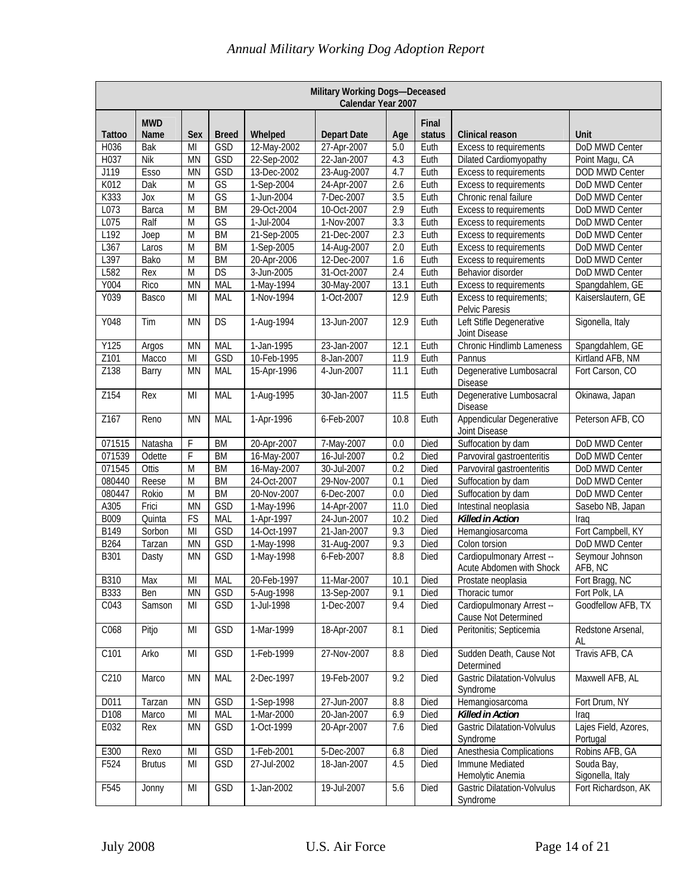| Military Working Dogs—Deceased Calendar Year 2007 | | | | | | | | | |
|---|---|---|---|---|---|---|---|---|---|
| Tattoo | MWD Name | Sex | Breed | Whelped | Depart Date | Age | Final status | Clinical reason | Unit |
| H036 | Bak | MI | GSD | 12-May-2002 | 27-Apr-2007 | 5.0 | Euth | Excess to requirements | DoD MWD Center |
| H037 | Nik | MN | GSD | 22-Sep-2002 | 22-Jan-2007 | 4.3 | Euth | Dilated Cardiomyopathy | Point Magu, CA |
| J119 | Esso | MN | GSD | 13-Dec-2002 | 23-Aug-2007 | 4.7 | Euth | Excess to requirements | DOD MWD Center |
| K012 | Dak | M | GS | 1-Sep-2004 | 24-Apr-2007 | 2.6 | Euth | Excess to requirements | DoD MWD Center |
| K333 | Jox | M | GS | 1-Jun-2004 | 7-Dec-2007 | 3.5 | Euth | Chronic renal failure | DoD MWD Center |
| L073 | Barca | M | BM | 29-Oct-2004 | 10-Oct-2007 | 2.9 | Euth | Excess to requirements | DoD MWD Center |
| L075 | Ralf | M | GS | 1-Jul-2004 | 1-Nov-2007 | 3.3 | Euth | Excess to requirements | DoD MWD Center |
| L192 | Joep | M | BM | 21-Sep-2005 | 21-Dec-2007 | 2.3 | Euth | Excess to requirements | DoD MWD Center |
| L367 | Laros | M | BM | 1-Sep-2005 | 14-Aug-2007 | 2.0 | Euth | Excess to requirements | DoD MWD Center |
| L397 | Bako | M | BM | 20-Apr-2006 | 12-Dec-2007 | 1.6 | Euth | Excess to requirements | DoD MWD Center |
| L582 | Rex | M | DS | 3-Jun-2005 | 31-Oct-2007 | 2.4 | Euth | Behavior disorder | DoD MWD Center |
| Y004 | Rico | MN | MAL | 1-May-1994 | 30-May-2007 | 13.1 | Euth | Excess to requirements | Spangdahlem, GE |
| Y039 | Basco | MI | MAL | 1-Nov-1994 | 1-Oct-2007 | 12.9 | Euth | Excess to requirements; Pelvic Paresis | Kaiserslautern, GE |
| Y048 | Tim | MN | DS | 1-Aug-1994 | 13-Jun-2007 | 12.9 | Euth | Left Stifle Degenerative Joint Disease | Sigonella, Italy |
| Y125 | Argos | MN | MAL | 1-Jan-1995 | 23-Jan-2007 | 12.1 | Euth | Chronic Hindlimb Lameness | Spangdahlem, GE |
| Z101 | Macco | MI | GSD | 10-Feb-1995 | 8-Jan-2007 | 11.9 | Euth | Pannus | Kirtland AFB, NM |
| Z138 | Barry | MN | MAL | 15-Apr-1996 | 4-Jun-2007 | 11.1 | Euth | Degenerative Lumbosacral Disease | Fort Carson, CO |
| Z154 | Rex | MI | MAL | 1-Aug-1995 | 30-Jan-2007 | 11.5 | Euth | Degenerative Lumbosacral Disease | Okinawa, Japan |
| Z167 | Reno | MN | MAL | 1-Apr-1996 | 6-Feb-2007 | 10.8 | Euth | Appendicular Degenerative Joint Disease | Peterson AFB, CO |
| 071515 | Natasha | F | BM | 20-Apr-2007 | 7-May-2007 | 0.0 | Died | Suffocation by dam | DoD MWD Center |
| 071539 | Odette | F | BM | 16-May-2007 | 16-Jul-2007 | 0.2 | Died | Parvoviral gastroenteritis | DoD MWD Center |
| 071545 | Ottis | M | BM | 16-May-2007 | 30-Jul-2007 | 0.2 | Died | Parvoviral gastroenteritis | DoD MWD Center |
| 080440 | Reese | M | BM | 24-Oct-2007 | 29-Nov-2007 | 0.1 | Died | Suffocation by dam | DoD MWD Center |
| 080447 | Rokio | M | BM | 20-Nov-2007 | 6-Dec-2007 | 0.0 | Died | Suffocation by dam | DoD MWD Center |
| A305 | Frici | MN | GSD | 1-May-1996 | 14-Apr-2007 | 11.0 | Died | Intestinal neoplasia | Sasebo NB, Japan |
| B009 | Quinta | FS | MAL | 1-Apr-1997 | 24-Jun-2007 | 10.2 | Died | ***Killed in Action*** | Iraq |
| B149 | Sorbon | MI | GSD | 14-Oct-1997 | 21-Jan-2007 | 9.3 | Died | Hemangiosarcoma | Fort Campbell, KY |
| B264 | Tarzan | MN | GSD | 1-May-1998 | 31-Aug-2007 | 9.3 | Died | Colon torsion | DoD MWD Center |
| B301 | Dasty | MN | GSD | 1-May-1998 | 6-Feb-2007 | 8.8 | Died | Cardiopulmonary Arrest -- Acute Abdomen with Shock | Seymour Johnson AFB, NC |
| B310 | Max | MI | MAL | 20-Feb-1997 | 11-Mar-2007 | 10.1 | Died | Prostate neoplasia | Fort Bragg, NC |
| B333 | Ben | MN | GSD | 5-Aug-1998 | 13-Sep-2007 | 9.1 | Died | Thoracic tumor | Fort Polk, LA |
| C043 | Samson | MI | GSD | 1-Jul-1998 | 1-Dec-2007 | 9.4 | Died | Cardiopulmonary Arrest -- Cause Not Determined | Goodfellow AFB, TX |
| C068 | Pitjo | MI | GSD | 1-Mar-1999 | 18-Apr-2007 | 8.1 | Died | Peritonitis; Septicemia | Redstone Arsenal, AL |
| C101 | Arko | MI | GSD | 1-Feb-1999 | 27-Nov-2007 | 8.8 | Died | Sudden Death, Cause Not Determined | Travis AFB, CA |
| C210 | Marco | MN | MAL | 2-Dec-1997 | 19-Feb-2007 | 9.2 | Died | Gastric Dilatation-Volvulus Syndrome | Maxwell AFB, AL |
| D011 | Tarzan | MN | GSD | 1-Sep-1998 | 27-Jun-2007 | 8.8 | Died | Hemangiosarcoma | Fort Drum, NY |
| D108 | Marco | MI | MAL | 1-Mar-2000 | 20-Jan-2007 | 6.9 | Died | ***Killed in Action*** | Iraq |
| E032 | Rex | MN | GSD | 1-Oct-1999 | 20-Apr-2007 | 7.6 | Died | Gastric Dilatation-Volvulus Syndrome | Lajes Field, Azores, Portugal |
| E300 | Rexo | MI | GSD | 1-Feb-2001 | 5-Dec-2007 | 6.8 | Died | Anesthesia Complications | Robins AFB, GA |
| F524 | Brutus | MI | GSD | 27-Jul-2002 | 18-Jan-2007 | 4.5 | Died | Immune Mediated Hemolytic Anemia | Souda Bay, Sigonella, Italy |
| F545 | Jonny | MI | GSD | 1-Jan-2002 | 19-Jul-2007 | 5.6 | Died | Gastric Dilatation-Volvulus Syndrome | Fort Richardson, AK |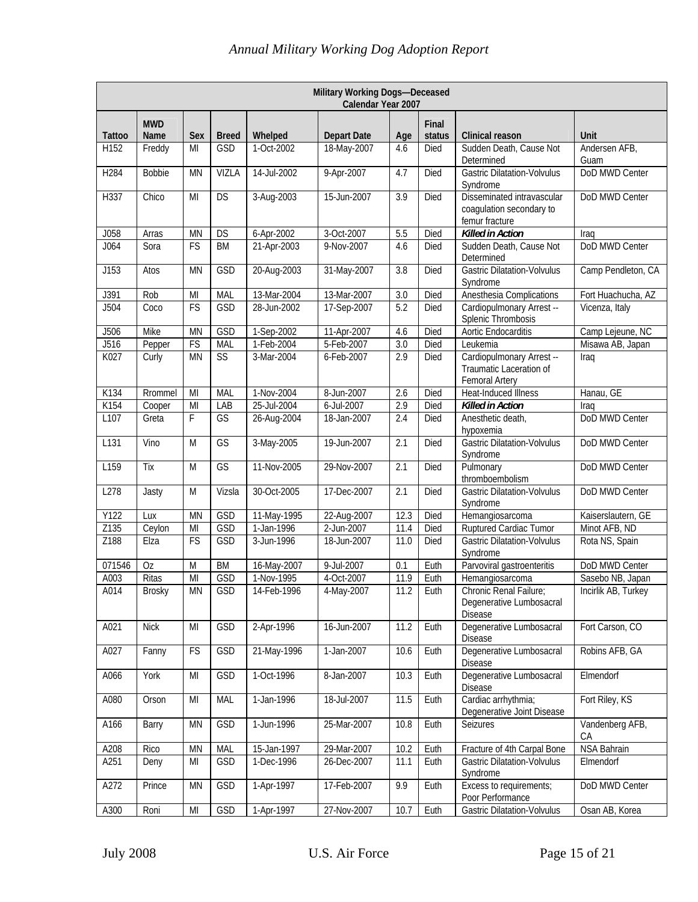| Military Working Dogs—Deceased<br>Calendar Year 2007 | | | | | | | | | |
|---|---|---|---|---|---|---|---|---|---|
| **Tattoo** | **MWD Name** | **Sex** | **Breed** | **Whelped** | **Depart Date** | **Age** | **Final status** | **Clinical reason** | **Unit** |
| H152 | Freddy | MI | GSD | 1-Oct-2002 | 18-May-2007 | 4.6 | Died | Sudden Death, Cause Not Determined | Andersen AFB, Guam |
| H284 | Bobbie | MN | VIZLA | 14-Jul-2002 | 9-Apr-2007 | 4.7 | Died | Gastric Dilatation-Volvulus Syndrome | DoD MWD Center |
| H337 | Chico | MI | DS | 3-Aug-2003 | 15-Jun-2007 | 3.9 | Died | Disseminated intravascular coagulation secondary to femur fracture | DoD MWD Center |
| J058 | Arras | MN | DS | 6-Apr-2002 | 3-Oct-2007 | 5.5 | Died | ***Killed in Action*** | Iraq |
| J064 | Sora | FS | BM | 21-Apr-2003 | 9-Nov-2007 | 4.6 | Died | Sudden Death, Cause Not Determined | DoD MWD Center |
| J153 | Atos | MN | GSD | 20-Aug-2003 | 31-May-2007 | 3.8 | Died | Gastric Dilatation-Volvulus Syndrome | Camp Pendleton, CA |
| J391 | Rob | MI | MAL | 13-Mar-2004 | 13-Mar-2007 | 3.0 | Died | Anesthesia Complications | Fort Huachucha, AZ |
| J504 | Coco | FS | GSD | 28-Jun-2002 | 17-Sep-2007 | 5.2 | Died | Cardiopulmonary Arrest -- Splenic Thrombosis | Vicenza, Italy |
| J506 | Mike | MN | GSD | 1-Sep-2002 | 11-Apr-2007 | 4.6 | Died | Aortic Endocarditis | Camp Lejeune, NC |
| J516 | Pepper | FS | MAL | 1-Feb-2004 | 5-Feb-2007 | 3.0 | Died | Leukemia | Misawa AB, Japan |
| K027 | Curly | MN | SS | 3-Mar-2004 | 6-Feb-2007 | 2.9 | Died | Cardiopulmonary Arrest -- Traumatic Laceration of Femoral Artery | Iraq |
| K134 | Rrommel | MI | MAL | 1-Nov-2004 | 8-Jun-2007 | 2.6 | Died | Heat-Induced Illness | Hanau, GE |
| K154 | Cooper | MI | LAB | 25-Jul-2004 | 6-Jul-2007 | 2.9 | Died | ***Killed in Action*** | Iraq |
| L107 | Greta | F | GS | 26-Aug-2004 | 18-Jan-2007 | 2.4 | Died | Anesthetic death, hypoxemia | DoD MWD Center |
| L131 | Vino | M | GS | 3-May-2005 | 19-Jun-2007 | 2.1 | Died | Gastric Dilatation-Volvulus Syndrome | DoD MWD Center |
| L159 | Tix | M | GS | 11-Nov-2005 | 29-Nov-2007 | 2.1 | Died | Pulmonary thromboembolism | DoD MWD Center |
| L278 | Jasty | M | Vizsla | 30-Oct-2005 | 17-Dec-2007 | 2.1 | Died | Gastric Dilatation-Volvulus Syndrome | DoD MWD Center |
| Y122 | Lux | MN | GSD | 11-May-1995 | 22-Aug-2007 | 12.3 | Died | Hemangiosarcoma | Kaiserslautern, GE |
| Z135 | Ceylon | MI | GSD | 1-Jan-1996 | 2-Jun-2007 | 11.4 | Died | Ruptured Cardiac Tumor | Minot AFB, ND |
| Z188 | Elza | FS | GSD | 3-Jun-1996 | 18-Jun-2007 | 11.0 | Died | Gastric Dilatation-Volvulus Syndrome | Rota NS, Spain |
| 071546 | Oz | M | BM | 16-May-2007 | 9-Jul-2007 | 0.1 | Euth | Parvoviral gastroenteritis | DoD MWD Center |
| A003 | Ritas | MI | GSD | 1-Nov-1995 | 4-Oct-2007 | 11.9 | Euth | Hemangiosarcoma | Sasebo NB, Japan |
| A014 | Brosky | MN | GSD | 14-Feb-1996 | 4-May-2007 | 11.2 | Euth | Chronic Renal Failure; Degenerative Lumbosacral Disease | Incirlik AB, Turkey |
| A021 | Nick | MI | GSD | 2-Apr-1996 | 16-Jun-2007 | 11.2 | Euth | Degenerative Lumbosacral Disease | Fort Carson, CO |
| A027 | Fanny | FS | GSD | 21-May-1996 | 1-Jan-2007 | 10.6 | Euth | Degenerative Lumbosacral Disease | Robins AFB, GA |
| A066 | York | MI | GSD | 1-Oct-1996 | 8-Jan-2007 | 10.3 | Euth | Degenerative Lumbosacral Disease | Elmendorf |
| A080 | Orson | MI | MAL | 1-Jan-1996 | 18-Jul-2007 | 11.5 | Euth | Cardiac arrhythmia; Degenerative Joint Disease | Fort Riley, KS |
| A166 | Barry | MN | GSD | 1-Jun-1996 | 25-Mar-2007 | 10.8 | Euth | Seizures | Vandenberg AFB, CA |
| A208 | Rico | MN | MAL | 15-Jan-1997 | 29-Mar-2007 | 10.2 | Euth | Fracture of 4th Carpal Bone | NSA Bahrain |
| A251 | Deny | MI | GSD | 1-Dec-1996 | 26-Dec-2007 | 11.1 | Euth | Gastric Dilatation-Volvulus Syndrome | Elmendorf |
| A272 | Prince | MN | GSD | 1-Apr-1997 | 17-Feb-2007 | 9.9 | Euth | Excess to requirements; Poor Performance | DoD MWD Center |
| A300 | Roni | MI | GSD | 1-Apr-1997 | 27-Nov-2007 | 10.7 | Euth | Gastric Dilatation-Volvulus | Osan AB, Korea |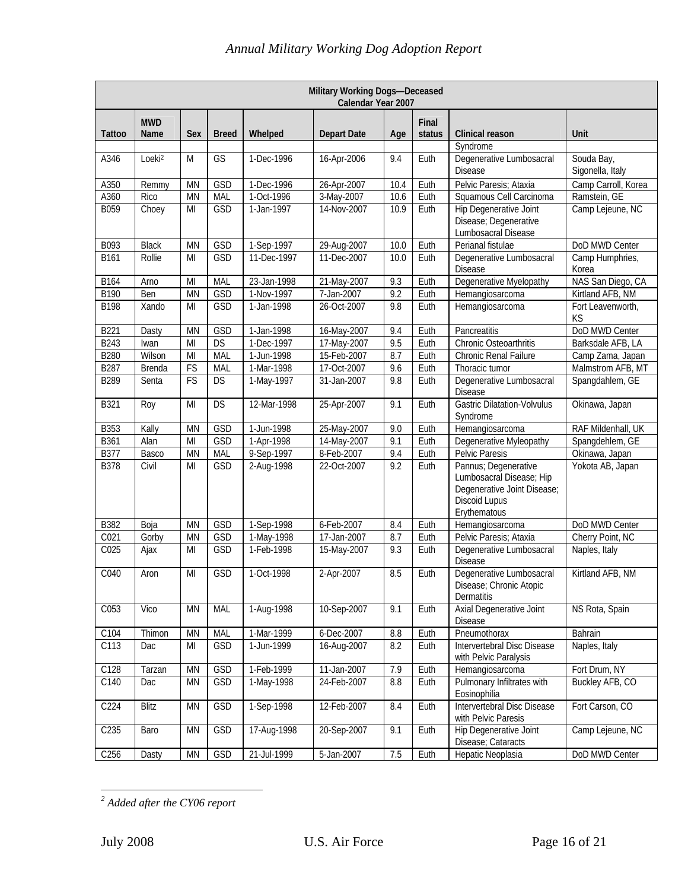| Military Working Dogs—Deceased Calendar Year 2007 | | | | | | | | | |
|---|---|---|---|---|---|---|---|---|---|
| Tattoo | MWD Name | Sex | Breed | Whelped | Depart Date | Age | Final status | Clinical reason | Unit |
| | | | | | | | | Syndrome | |
| A346 | Loeki[2] | M | GS | 1-Dec-1996 | 16-Apr-2006 | 9.4 | Euth | Degenerative Lumbosacral Disease | Souda Bay, Sigonella, Italy |
| A350 | Remmy | MN | GSD | 1-Dec-1996 | 26-Apr-2007 | 10.4 | Euth | Pelvic Paresis; Ataxia | Camp Carroll, Korea |
| A360 | Rico | MN | MAL | 1-Oct-1996 | 3-May-2007 | 10.6 | Euth | Squamous Cell Carcinoma | Ramstein, GE |
| B059 | Choey | MI | GSD | 1-Jan-1997 | 14-Nov-2007 | 10.9 | Euth | Hip Degenerative Joint Disease; Degenerative Lumbosacral Disease | Camp Lejeune, NC |
| B093 | Black | MN | GSD | 1-Sep-1997 | 29-Aug-2007 | 10.0 | Euth | Perianal fistulae | DoD MWD Center |
| B161 | Rollie | MI | GSD | 11-Dec-1997 | 11-Dec-2007 | 10.0 | Euth | Degenerative Lumbosacral Disease | Camp Humphries, Korea |
| B164 | Arno | MI | MAL | 23-Jan-1998 | 21-May-2007 | 9.3 | Euth | Degenerative Myelopathy | NAS San Diego, CA |
| B190 | Ben | MN | GSD | 1-Nov-1997 | 7-Jan-2007 | 9.2 | Euth | Hemangiosarcoma | Kirtland AFB, NM |
| B198 | Xando | MI | GSD | 1-Jan-1998 | 26-Oct-2007 | 9.8 | Euth | Hemangiosarcoma | Fort Leavenworth, KS |
| B221 | Dasty | MN | GSD | 1-Jan-1998 | 16-May-2007 | 9.4 | Euth | Pancreatitis | DoD MWD Center |
| B243 | Iwan | MI | DS | 1-Dec-1997 | 17-May-2007 | 9.5 | Euth | Chronic Osteoarthritis | Barksdale AFB, LA |
| B280 | Wilson | MI | MAL | 1-Jun-1998 | 15-Feb-2007 | 8.7 | Euth | Chronic Renal Failure | Camp Zama, Japan |
| B287 | Brenda | FS | MAL | 1-Mar-1998 | 17-Oct-2007 | 9.6 | Euth | Thoracic tumor | Malmstrom AFB, MT |
| B289 | Senta | FS | DS | 1-May-1997 | 31-Jan-2007 | 9.8 | Euth | Degenerative Lumbosacral Disease | Spangdahlem, GE |
| B321 | Roy | MI | DS | 12-Mar-1998 | 25-Apr-2007 | 9.1 | Euth | Gastric Dilatation-Volvulus Syndrome | Okinawa, Japan |
| B353 | Kally | MN | GSD | 1-Jun-1998 | 25-May-2007 | 9.0 | Euth | Hemangiosarcoma | RAF Mildenhall, UK |
| B361 | Alan | MI | GSD | 1-Apr-1998 | 14-May-2007 | 9.1 | Euth | Degenerative Myleopathy | Spangdehlem, GE |
| B377 | Basco | MN | MAL | 9-Sep-1997 | 8-Feb-2007 | 9.4 | Euth | Pelvic Paresis | Okinawa, Japan |
| B378 | Civil | MI | GSD | 2-Aug-1998 | 22-Oct-2007 | 9.2 | Euth | Pannus; Degenerative Lumbosacral Disease; Hip Degenerative Joint Disease; Discoid Lupus Erythematous | Yokota AB, Japan |
| B382 | Boja | MN | GSD | 1-Sep-1998 | 6-Feb-2007 | 8.4 | Euth | Hemangiosarcoma | DoD MWD Center |
| C021 | Gorby | MN | GSD | 1-May-1998 | 17-Jan-2007 | 8.7 | Euth | Pelvic Paresis; Ataxia | Cherry Point, NC |
| C025 | Ajax | MI | GSD | 1-Feb-1998 | 15-May-2007 | 9.3 | Euth | Degenerative Lumbosacral Disease | Naples, Italy |
| C040 | Aron | MI | GSD | 1-Oct-1998 | 2-Apr-2007 | 8.5 | Euth | Degenerative Lumbosacral Disease; Chronic Atopic Dermatitis | Kirtland AFB, NM |
| C053 | Vico | MN | MAL | 1-Aug-1998 | 10-Sep-2007 | 9.1 | Euth | Axial Degenerative Joint Disease | NS Rota, Spain |
| C104 | Thimon | MN | MAL | 1-Mar-1999 | 6-Dec-2007 | 8.8 | Euth | Pneumothorax | Bahrain |
| C113 | Dac | MI | GSD | 1-Jun-1999 | 16-Aug-2007 | 8.2 | Euth | Intervertebral Disc Disease with Pelvic Paralysis | Naples, Italy |
| C128 | Tarzan | MN | GSD | 1-Feb-1999 | 11-Jan-2007 | 7.9 | Euth | Hemangiosarcoma | Fort Drum, NY |
| C140 | Dac | MN | GSD | 1-May-1998 | 24-Feb-2007 | 8.8 | Euth | Pulmonary Infiltrates with Eosinophilia | Buckley AFB, CO |
| C224 | Blitz | MN | GSD | 1-Sep-1998 | 12-Feb-2007 | 8.4 | Euth | Intervertebral Disc Disease with Pelvic Paresis | Fort Carson, CO |
| C235 | Baro | MN | GSD | 17-Aug-1998 | 20-Sep-2007 | 9.1 | Euth | Hip Degenerative Joint Disease; Cataracts | Camp Lejeune, NC |
| C256 | Dasty | MN | GSD | 21-Jul-1999 | 5-Jan-2007 | 7.5 | Euth | Hepatic Neoplasia | DoD MWD Center |

[2] *Added after the CY06 report*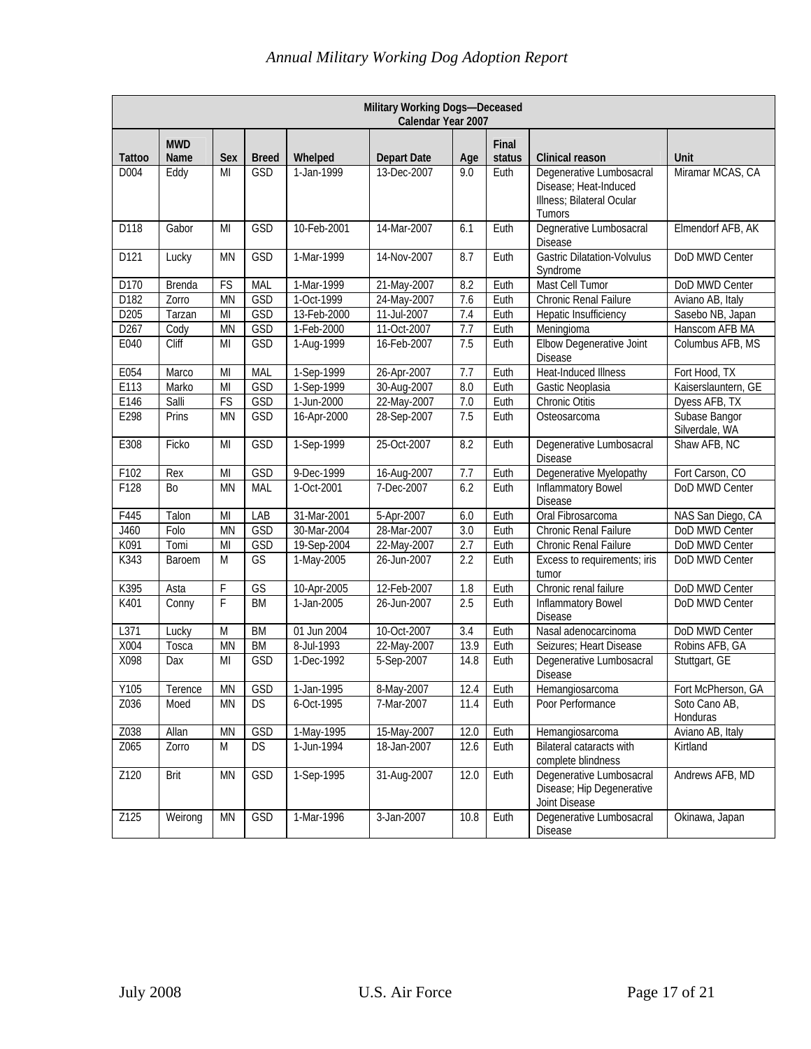| Military Working Dogs—Deceased Calendar Year 2007 | | | | | | | | | |
|---|---|---|---|---|---|---|---|---|---|
| Tattoo | MWD Name | Sex | Breed | Whelped | Depart Date | Age | Final status | Clinical reason | Unit |
| D004 | Eddy | MI | GSD | 1-Jan-1999 | 13-Dec-2007 | 9.0 | Euth | Degenerative Lumbosacral Disease; Heat-Induced Illness; Bilateral Ocular Tumors | Miramar MCAS, CA |
| D118 | Gabor | MI | GSD | 10-Feb-2001 | 14-Mar-2007 | 6.1 | Euth | Degnerative Lumbosacral Disease | Elmendorf AFB, AK |
| D121 | Lucky | MN | GSD | 1-Mar-1999 | 14-Nov-2007 | 8.7 | Euth | Gastric Dilatation-Volvulus Syndrome | DoD MWD Center |
| D170 | Brenda | FS | MAL | 1-Mar-1999 | 21-May-2007 | 8.2 | Euth | Mast Cell Tumor | DoD MWD Center |
| D182 | Zorro | MN | GSD | 1-Oct-1999 | 24-May-2007 | 7.6 | Euth | Chronic Renal Failure | Aviano AB, Italy |
| D205 | Tarzan | MI | GSD | 13-Feb-2000 | 11-Jul-2007 | 7.4 | Euth | Hepatic Insufficiency | Sasebo NB, Japan |
| D267 | Cody | MN | GSD | 1-Feb-2000 | 11-Oct-2007 | 7.7 | Euth | Meningioma | Hanscom AFB MA |
| E040 | Cliff | MI | GSD | 1-Aug-1999 | 16-Feb-2007 | 7.5 | Euth | Elbow Degenerative Joint Disease | Columbus AFB, MS |
| E054 | Marco | MI | MAL | 1-Sep-1999 | 26-Apr-2007 | 7.7 | Euth | Heat-Induced Illness | Fort Hood, TX |
| E113 | Marko | MI | GSD | 1-Sep-1999 | 30-Aug-2007 | 8.0 | Euth | Gastic Neoplasia | Kaiserslauntern, GE |
| E146 | Salli | FS | GSD | 1-Jun-2000 | 22-May-2007 | 7.0 | Euth | Chronic Otitis | Dyess AFB, TX |
| E298 | Prins | MN | GSD | 16-Apr-2000 | 28-Sep-2007 | 7.5 | Euth | Osteosarcoma | Subase Bangor Silverdale, WA |
| E308 | Ficko | MI | GSD | 1-Sep-1999 | 25-Oct-2007 | 8.2 | Euth | Degenerative Lumbosacral Disease | Shaw AFB, NC |
| F102 | Rex | MI | GSD | 9-Dec-1999 | 16-Aug-2007 | 7.7 | Euth | Degenerative Myelopathy | Fort Carson, CO |
| F128 | Bo | MN | MAL | 1-Oct-2001 | 7-Dec-2007 | 6.2 | Euth | Inflammatory Bowel Disease | DoD MWD Center |
| F445 | Talon | MI | LAB | 31-Mar-2001 | 5-Apr-2007 | 6.0 | Euth | Oral Fibrosarcoma | NAS San Diego, CA |
| J460 | Folo | MN | GSD | 30-Mar-2004 | 28-Mar-2007 | 3.0 | Euth | Chronic Renal Failure | DoD MWD Center |
| K091 | Tomi | MI | GSD | 19-Sep-2004 | 22-May-2007 | 2.7 | Euth | Chronic Renal Failure | DoD MWD Center |
| K343 | Baroem | M | GS | 1-May-2005 | 26-Jun-2007 | 2.2 | Euth | Excess to requirements; iris tumor | DoD MWD Center |
| K395 | Asta | F | GS | 10-Apr-2005 | 12-Feb-2007 | 1.8 | Euth | Chronic renal failure | DoD MWD Center |
| K401 | Conny | F | BM | 1-Jan-2005 | 26-Jun-2007 | 2.5 | Euth | Inflammatory Bowel Disease | DoD MWD Center |
| L371 | Lucky | M | BM | 01 Jun 2004 | 10-Oct-2007 | 3.4 | Euth | Nasal adenocarcinoma | DoD MWD Center |
| X004 | Tosca | MN | BM | 8-Jul-1993 | 22-May-2007 | 13.9 | Euth | Seizures; Heart Disease | Robins AFB, GA |
| X098 | Dax | MI | GSD | 1-Dec-1992 | 5-Sep-2007 | 14.8 | Euth | Degenerative Lumbosacral Disease | Stuttgart, GE |
| Y105 | Terence | MN | GSD | 1-Jan-1995 | 8-May-2007 | 12.4 | Euth | Hemangiosarcoma | Fort McPherson, GA |
| Z036 | Moed | MN | DS | 6-Oct-1995 | 7-Mar-2007 | 11.4 | Euth | Poor Performance | Soto Cano AB, Honduras |
| Z038 | Allan | MN | GSD | 1-May-1995 | 15-May-2007 | 12.0 | Euth | Hemangiosarcoma | Aviano AB, Italy |
| Z065 | Zorro | M | DS | 1-Jun-1994 | 18-Jan-2007 | 12.6 | Euth | Bilateral cataracts with complete blindness | Kirtland |
| Z120 | Brit | MN | GSD | 1-Sep-1995 | 31-Aug-2007 | 12.0 | Euth | Degenerative Lumbosacral Disease; Hip Degenerative Joint Disease | Andrews AFB, MD |
| Z125 | Weirong | MN | GSD | 1-Mar-1996 | 3-Jan-2007 | 10.8 | Euth | Degenerative Lumbosacral Disease | Okinawa, Japan |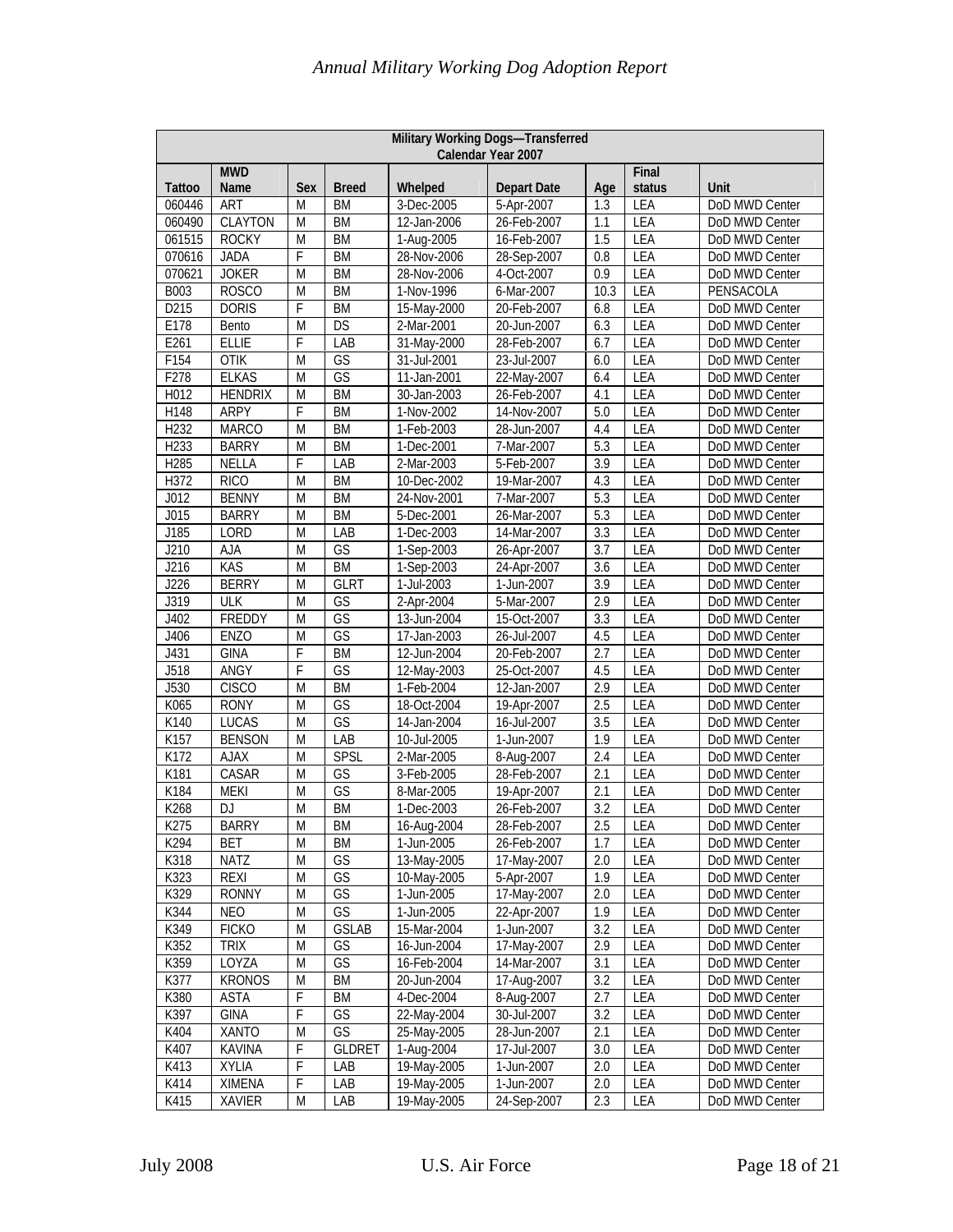| Military Working Dogs—Transferred Calendar Year 2007 | | | | | | | | |
|---|---|---|---|---|---|---|---|---|
| Tattoo | MWD Name | Sex | Breed | Whelped | Depart Date | Age | Final status | Unit |
| 060446 | ART | M | BM | 3-Dec-2005 | 5-Apr-2007 | 1.3 | LEA | DoD MWD Center |
| 060490 | CLAYTON | M | BM | 12-Jan-2006 | 26-Feb-2007 | 1.1 | LEA | DoD MWD Center |
| 061515 | ROCKY | M | BM | 1-Aug-2005 | 16-Feb-2007 | 1.5 | LEA | DoD MWD Center |
| 070616 | JADA | F | BM | 28-Nov-2006 | 28-Sep-2007 | 0.8 | LEA | DoD MWD Center |
| 070621 | JOKER | M | BM | 28-Nov-2006 | 4-Oct-2007 | 0.9 | LEA | DoD MWD Center |
| B003 | ROSCO | M | BM | 1-Nov-1996 | 6-Mar-2007 | 10.3 | LEA | PENSACOLA |
| D215 | DORIS | F | BM | 15-May-2000 | 20-Feb-2007 | 6.8 | LEA | DoD MWD Center |
| E178 | Bento | M | DS | 2-Mar-2001 | 20-Jun-2007 | 6.3 | LEA | DoD MWD Center |
| E261 | ELLIE | F | LAB | 31-May-2000 | 28-Feb-2007 | 6.7 | LEA | DoD MWD Center |
| F154 | OTIK | M | GS | 31-Jul-2001 | 23-Jul-2007 | 6.0 | LEA | DoD MWD Center |
| F278 | ELKAS | M | GS | 11-Jan-2001 | 22-May-2007 | 6.4 | LEA | DoD MWD Center |
| H012 | HENDRIX | M | BM | 30-Jan-2003 | 26-Feb-2007 | 4.1 | LEA | DoD MWD Center |
| H148 | ARPY | F | BM | 1-Nov-2002 | 14-Nov-2007 | 5.0 | LEA | DoD MWD Center |
| H232 | MARCO | M | BM | 1-Feb-2003 | 28-Jun-2007 | 4.4 | LEA | DoD MWD Center |
| H233 | BARRY | M | BM | 1-Dec-2001 | 7-Mar-2007 | 5.3 | LEA | DoD MWD Center |
| H285 | NELLA | F | LAB | 2-Mar-2003 | 5-Feb-2007 | 3.9 | LEA | DoD MWD Center |
| H372 | RICO | M | BM | 10-Dec-2002 | 19-Mar-2007 | 4.3 | LEA | DoD MWD Center |
| J012 | BENNY | M | BM | 24-Nov-2001 | 7-Mar-2007 | 5.3 | LEA | DoD MWD Center |
| J015 | BARRY | M | BM | 5-Dec-2001 | 26-Mar-2007 | 5.3 | LEA | DoD MWD Center |
| J185 | LORD | M | LAB | 1-Dec-2003 | 14-Mar-2007 | 3.3 | LEA | DoD MWD Center |
| J210 | AJA | M | GS | 1-Sep-2003 | 26-Apr-2007 | 3.7 | LEA | DoD MWD Center |
| J216 | KAS | M | BM | 1-Sep-2003 | 24-Apr-2007 | 3.6 | LEA | DoD MWD Center |
| J226 | BERRY | M | GLRT | 1-Jul-2003 | 1-Jun-2007 | 3.9 | LEA | DoD MWD Center |
| J319 | ULK | M | GS | 2-Apr-2004 | 5-Mar-2007 | 2.9 | LEA | DoD MWD Center |
| J402 | FREDDY | M | GS | 13-Jun-2004 | 15-Oct-2007 | 3.3 | LEA | DoD MWD Center |
| J406 | ENZO | M | GS | 17-Jan-2003 | 26-Jul-2007 | 4.5 | LEA | DoD MWD Center |
| J431 | GINA | F | BM | 12-Jun-2004 | 20-Feb-2007 | 2.7 | LEA | DoD MWD Center |
| J518 | ANGY | F | GS | 12-May-2003 | 25-Oct-2007 | 4.5 | LEA | DoD MWD Center |
| J530 | CISCO | M | BM | 1-Feb-2004 | 12-Jan-2007 | 2.9 | LEA | DoD MWD Center |
| K065 | RONY | M | GS | 18-Oct-2004 | 19-Apr-2007 | 2.5 | LEA | DoD MWD Center |
| K140 | LUCAS | M | GS | 14-Jan-2004 | 16-Jul-2007 | 3.5 | LEA | DoD MWD Center |
| K157 | BENSON | M | LAB | 10-Jul-2005 | 1-Jun-2007 | 1.9 | LEA | DoD MWD Center |
| K172 | AJAX | M | SPSL | 2-Mar-2005 | 8-Aug-2007 | 2.4 | LEA | DoD MWD Center |
| K181 | CASAR | M | GS | 3-Feb-2005 | 28-Feb-2007 | 2.1 | LEA | DoD MWD Center |
| K184 | MEKI | M | GS | 8-Mar-2005 | 19-Apr-2007 | 2.1 | LEA | DoD MWD Center |
| K268 | DJ | M | BM | 1-Dec-2003 | 26-Feb-2007 | 3.2 | LEA | DoD MWD Center |
| K275 | BARRY | M | BM | 16-Aug-2004 | 28-Feb-2007 | 2.5 | LEA | DoD MWD Center |
| K294 | BET | M | BM | 1-Jun-2005 | 26-Feb-2007 | 1.7 | LEA | DoD MWD Center |
| K318 | NATZ | M | GS | 13-May-2005 | 17-May-2007 | 2.0 | LEA | DoD MWD Center |
| K323 | REXI | M | GS | 10-May-2005 | 5-Apr-2007 | 1.9 | LEA | DoD MWD Center |
| K329 | RONNY | M | GS | 1-Jun-2005 | 17-May-2007 | 2.0 | LEA | DoD MWD Center |
| K344 | NEO | M | GS | 1-Jun-2005 | 22-Apr-2007 | 1.9 | LEA | DoD MWD Center |
| K349 | FICKO | M | GSLAB | 15-Mar-2004 | 1-Jun-2007 | 3.2 | LEA | DoD MWD Center |
| K352 | TRIX | M | GS | 16-Jun-2004 | 17-May-2007 | 2.9 | LEA | DoD MWD Center |
| K359 | LOYZA | M | GS | 16-Feb-2004 | 14-Mar-2007 | 3.1 | LEA | DoD MWD Center |
| K377 | KRONOS | M | BM | 20-Jun-2004 | 17-Aug-2007 | 3.2 | LEA | DoD MWD Center |
| K380 | ASTA | F | BM | 4-Dec-2004 | 8-Aug-2007 | 2.7 | LEA | DoD MWD Center |
| K397 | GINA | F | GS | 22-May-2004 | 30-Jul-2007 | 3.2 | LEA | DoD MWD Center |
| K404 | XANTO | M | GS | 25-May-2005 | 28-Jun-2007 | 2.1 | LEA | DoD MWD Center |
| K407 | KAVINA | F | GLDRET | 1-Aug-2004 | 17-Jul-2007 | 3.0 | LEA | DoD MWD Center |
| K413 | XYLIA | F | LAB | 19-May-2005 | 1-Jun-2007 | 2.0 | LEA | DoD MWD Center |
| K414 | XIMENA | F | LAB | 19-May-2005 | 1-Jun-2007 | 2.0 | LEA | DoD MWD Center |
| K415 | XAVIER | M | LAB | 19-May-2005 | 24-Sep-2007 | 2.3 | LEA | DoD MWD Center |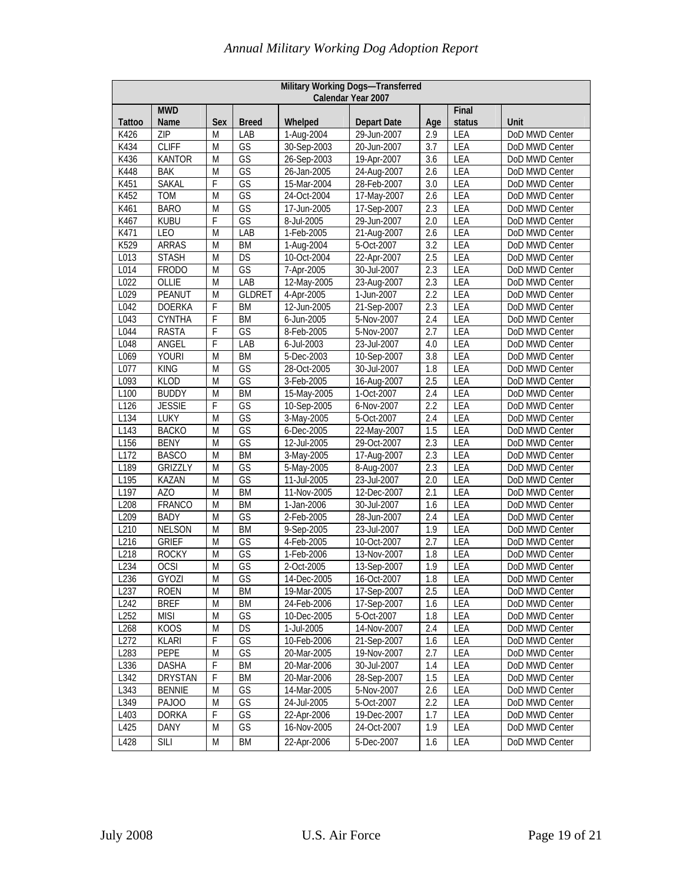| Military Working Dogs—Transferred Calendar Year 2007 | | | | | | | | |
|---|---|---|---|---|---|---|---|---|
| Tattoo | MWD Name | Sex | Breed | Whelped | Depart Date | Age | Final status | Unit |
| K426 | ZIP | M | LAB | 1-Aug-2004 | 29-Jun-2007 | 2.9 | LEA | DoD MWD Center |
| K434 | CLIFF | M | GS | 30-Sep-2003 | 20-Jun-2007 | 3.7 | LEA | DoD MWD Center |
| K436 | KANTOR | M | GS | 26-Sep-2003 | 19-Apr-2007 | 3.6 | LEA | DoD MWD Center |
| K448 | BAK | M | GS | 26-Jan-2005 | 24-Aug-2007 | 2.6 | LEA | DoD MWD Center |
| K451 | SAKAL | F | GS | 15-Mar-2004 | 28-Feb-2007 | 3.0 | LEA | DoD MWD Center |
| K452 | TOM | M | GS | 24-Oct-2004 | 17-May-2007 | 2.6 | LEA | DoD MWD Center |
| K461 | BARO | M | GS | 17-Jun-2005 | 17-Sep-2007 | 2.3 | LEA | DoD MWD Center |
| K467 | KUBU | F | GS | 8-Jul-2005 | 29-Jun-2007 | 2.0 | LEA | DoD MWD Center |
| K471 | LEO | M | LAB | 1-Feb-2005 | 21-Aug-2007 | 2.6 | LEA | DoD MWD Center |
| K529 | ARRAS | M | BM | 1-Aug-2004 | 5-Oct-2007 | 3.2 | LEA | DoD MWD Center |
| L013 | STASH | M | DS | 10-Oct-2004 | 22-Apr-2007 | 2.5 | LEA | DoD MWD Center |
| L014 | FRODO | M | GS | 7-Apr-2005 | 30-Jul-2007 | 2.3 | LEA | DoD MWD Center |
| L022 | OLLIE | M | LAB | 12-May-2005 | 23-Aug-2007 | 2.3 | LEA | DoD MWD Center |
| L029 | PEANUT | M | GLDRET | 4-Apr-2005 | 1-Jun-2007 | 2.2 | LEA | DoD MWD Center |
| L042 | DOERKA | F | BM | 12-Jun-2005 | 21-Sep-2007 | 2.3 | LEA | DoD MWD Center |
| L043 | CYNTHA | F | BM | 6-Jun-2005 | 5-Nov-2007 | 2.4 | LEA | DoD MWD Center |
| L044 | RASTA | F | GS | 8-Feb-2005 | 5-Nov-2007 | 2.7 | LEA | DoD MWD Center |
| L048 | ANGEL | F | LAB | 6-Jul-2003 | 23-Jul-2007 | 4.0 | LEA | DoD MWD Center |
| L069 | YOURI | M | BM | 5-Dec-2003 | 10-Sep-2007 | 3.8 | LEA | DoD MWD Center |
| L077 | KING | M | GS | 28-Oct-2005 | 30-Jul-2007 | 1.8 | LEA | DoD MWD Center |
| L093 | KLOD | M | GS | 3-Feb-2005 | 16-Aug-2007 | 2.5 | LEA | DoD MWD Center |
| L100 | BUDDY | M | BM | 15-May-2005 | 1-Oct-2007 | 2.4 | LEA | DoD MWD Center |
| L126 | JESSIE | F | GS | 10-Sep-2005 | 6-Nov-2007 | 2.2 | LEA | DoD MWD Center |
| L134 | LUKY | M | GS | 3-May-2005 | 5-Oct-2007 | 2.4 | LEA | DoD MWD Center |
| L143 | BACKO | M | GS | 6-Dec-2005 | 22-May-2007 | 1.5 | LEA | DoD MWD Center |
| L156 | BENY | M | GS | 12-Jul-2005 | 29-Oct-2007 | 2.3 | LEA | DoD MWD Center |
| L172 | BASCO | M | BM | 3-May-2005 | 17-Aug-2007 | 2.3 | LEA | DoD MWD Center |
| L189 | GRIZZLY | M | GS | 5-May-2005 | 8-Aug-2007 | 2.3 | LEA | DoD MWD Center |
| L195 | KAZAN | M | GS | 11-Jul-2005 | 23-Jul-2007 | 2.0 | LEA | DoD MWD Center |
| L197 | AZO | M | BM | 11-Nov-2005 | 12-Dec-2007 | 2.1 | LEA | DoD MWD Center |
| L208 | FRANCO | M | BM | 1-Jan-2006 | 30-Jul-2007 | 1.6 | LEA | DoD MWD Center |
| L209 | BADY | M | GS | 2-Feb-2005 | 28-Jun-2007 | 2.4 | LEA | DoD MWD Center |
| L210 | NELSON | M | BM | 9-Sep-2005 | 23-Jul-2007 | 1.9 | LEA | DoD MWD Center |
| L216 | GRIEF | M | GS | 4-Feb-2005 | 10-Oct-2007 | 2.7 | LEA | DoD MWD Center |
| L218 | ROCKY | M | GS | 1-Feb-2006 | 13-Nov-2007 | 1.8 | LEA | DoD MWD Center |
| L234 | OCSI | M | GS | 2-Oct-2005 | 13-Sep-2007 | 1.9 | LEA | DoD MWD Center |
| L236 | GYOZI | M | GS | 14-Dec-2005 | 16-Oct-2007 | 1.8 | LEA | DoD MWD Center |
| L237 | ROEN | M | BM | 19-Mar-2005 | 17-Sep-2007 | 2.5 | LEA | DoD MWD Center |
| L242 | BREF | M | BM | 24-Feb-2006 | 17-Sep-2007 | 1.6 | LEA | DoD MWD Center |
| L252 | MISI | M | GS | 10-Dec-2005 | 5-Oct-2007 | 1.8 | LEA | DoD MWD Center |
| L268 | KOOS | M | DS | 1-Jul-2005 | 14-Nov-2007 | 2.4 | LEA | DoD MWD Center |
| L272 | KLARI | F | GS | 10-Feb-2006 | 21-Sep-2007 | 1.6 | LEA | DoD MWD Center |
| L283 | PEPE | M | GS | 20-Mar-2005 | 19-Nov-2007 | 2.7 | LEA | DoD MWD Center |
| L336 | DASHA | F | BM | 20-Mar-2006 | 30-Jul-2007 | 1.4 | LEA | DoD MWD Center |
| L342 | DRYSTAN | F | BM | 20-Mar-2006 | 28-Sep-2007 | 1.5 | LEA | DoD MWD Center |
| L343 | BENNIE | M | GS | 14-Mar-2005 | 5-Nov-2007 | 2.6 | LEA | DoD MWD Center |
| L349 | PAJOO | M | GS | 24-Jul-2005 | 5-Oct-2007 | 2.2 | LEA | DoD MWD Center |
| L403 | DORKA | F | GS | 22-Apr-2006 | 19-Dec-2007 | 1.7 | LEA | DoD MWD Center |
| L425 | DANY | M | GS | 16-Nov-2005 | 24-Oct-2007 | 1.9 | LEA | DoD MWD Center |
| L428 | SILI | M | BM | 22-Apr-2006 | 5-Dec-2007 | 1.6 | LEA | DoD MWD Center |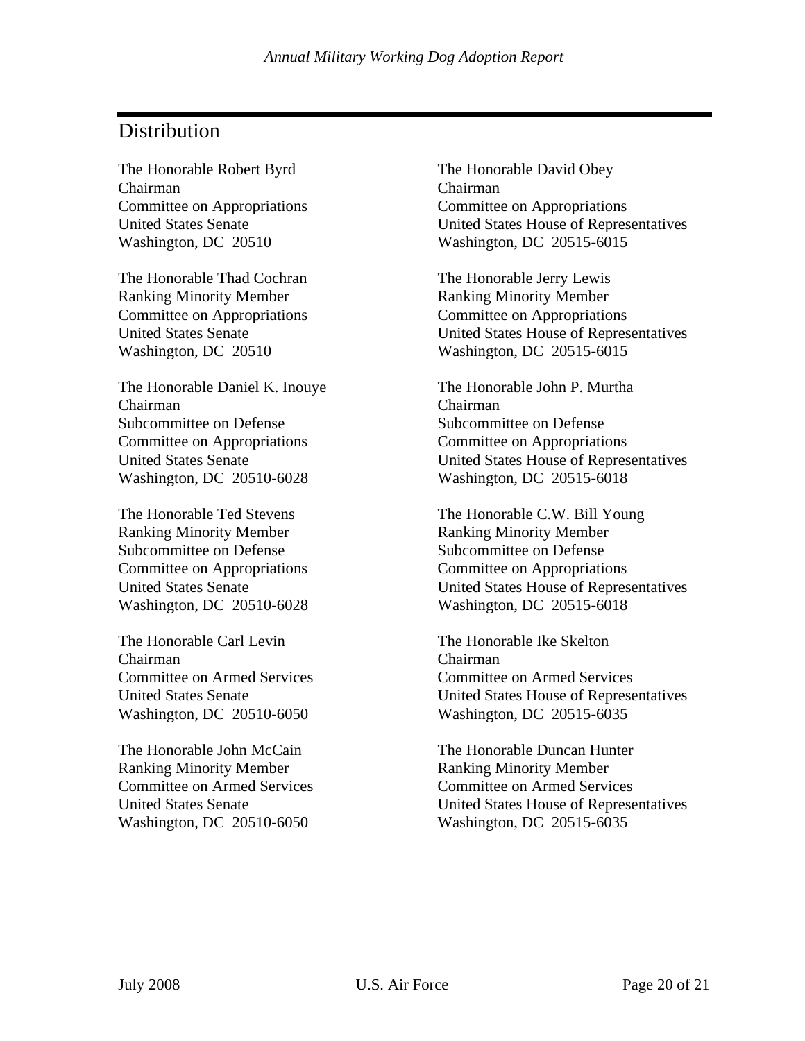## Distribution

The Honorable Robert Byrd
Chairman
Committee on Appropriations
United States Senate
Washington, DC 20510

The Honorable Thad Cochran
Ranking Minority Member
Committee on Appropriations
United States Senate
Washington, DC 20510

The Honorable Daniel K. Inouye
Chairman
Subcommittee on Defense
Committee on Appropriations
United States Senate
Washington, DC 20510-6028

The Honorable Ted Stevens
Ranking Minority Member
Subcommittee on Defense
Committee on Appropriations
United States Senate
Washington, DC 20510-6028

The Honorable Carl Levin
Chairman
Committee on Armed Services
United States Senate
Washington, DC 20510-6050

The Honorable John McCain
Ranking Minority Member
Committee on Armed Services
United States Senate
Washington, DC 20510-6050

The Honorable David Obey
Chairman
Committee on Appropriations
United States House of Representatives
Washington, DC 20515-6015

The Honorable Jerry Lewis
Ranking Minority Member
Committee on Appropriations
United States House of Representatives
Washington, DC 20515-6015

The Honorable John P. Murtha
Chairman
Subcommittee on Defense
Committee on Appropriations
United States House of Representatives
Washington, DC 20515-6018

The Honorable C.W. Bill Young
Ranking Minority Member
Subcommittee on Defense
Committee on Appropriations
United States House of Representatives
Washington, DC 20515-6018

The Honorable Ike Skelton
Chairman
Committee on Armed Services
United States House of Representatives
Washington, DC 20515-6035

The Honorable Duncan Hunter
Ranking Minority Member
Committee on Armed Services
United States House of Representatives
Washington, DC 20515-6035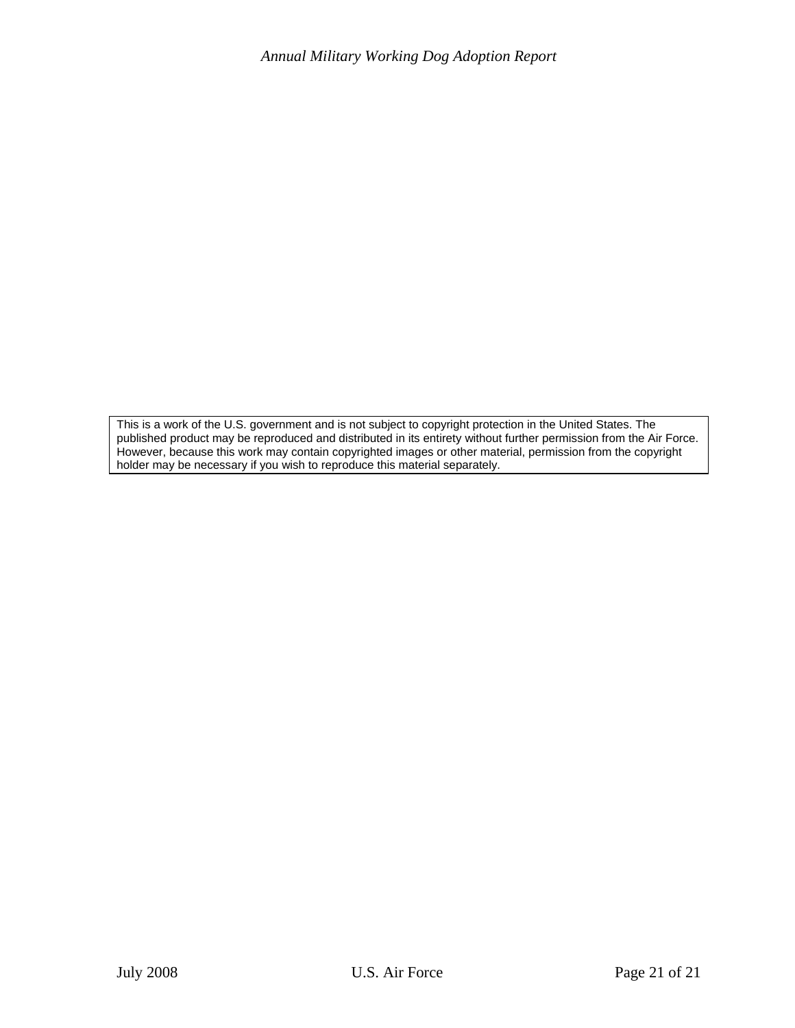This is a work of the U.S. government and is not subject to copyright protection in the United States. The published product may be reproduced and distributed in its entirety without further permission from the Air Force. However, because this work may contain copyrighted images or other material, permission from the copyright holder may be necessary if you wish to reproduce this material separately.